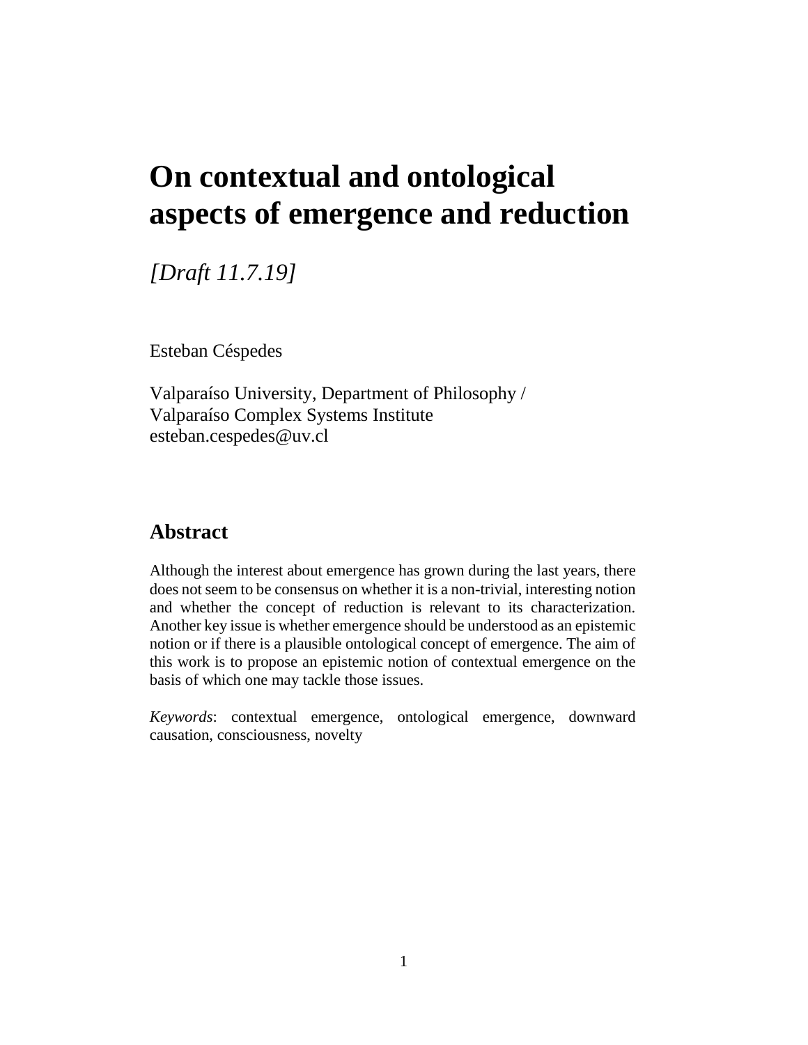# On contextual and ontological aspects of emergence and reduction

*[Draft 11.7.19]*

Esteban Céspedes

Valparaíso University, Department of Philosophy /
Valparaíso Complex Systems Institute
esteban.cespedes@uv.cl

## Abstract

Although the interest about emergence has grown during the last years, there does not seem to be consensus on whether it is a non-trivial, interesting notion and whether the concept of reduction is relevant to its characterization. Another key issue is whether emergence should be understood as an epistemic notion or if there is a plausible ontological concept of emergence. The aim of this work is to propose an epistemic notion of contextual emergence on the basis of which one may tackle those issues.

*Keywords*: contextual emergence, ontological emergence, downward causation, consciousness, novelty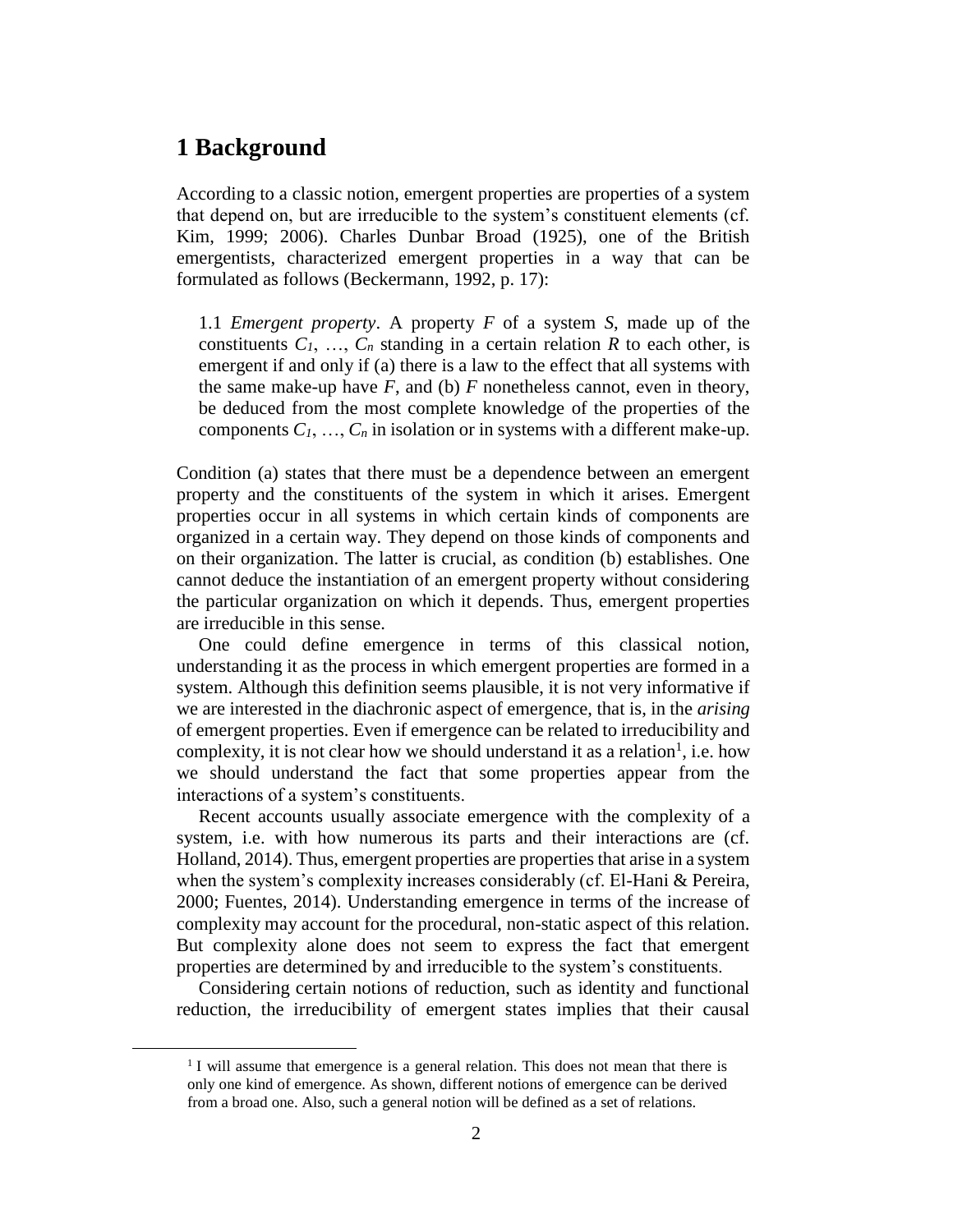## 1 Background

According to a classic notion, emergent properties are properties of a system that depend on, but are irreducible to the system's constituent elements (cf. Kim, 1999; 2006). Charles Dunbar Broad (1925), one of the British emergentists, characterized emergent properties in a way that can be formulated as follows (Beckermann, 1992, p. 17):

> 1.1 *Emergent property*. A property $F$ of a system $S$, made up of the constituents $C_1$, …, $C_n$ standing in a certain relation $R$ to each other, is emergent if and only if (a) there is a law to the effect that all systems with the same make-up have $F$, and (b) $F$ nonetheless cannot, even in theory, be deduced from the most complete knowledge of the properties of the components $C_1$, …, $C_n$ in isolation or in systems with a different make-up.

Condition (a) states that there must be a dependence between an emergent property and the constituents of the system in which it arises. Emergent properties occur in all systems in which certain kinds of components are organized in a certain way. They depend on those kinds of components and on their organization. The latter is crucial, as condition (b) establishes. One cannot deduce the instantiation of an emergent property without considering the particular organization on which it depends. Thus, emergent properties are irreducible in this sense.

One could define emergence in terms of this classical notion, understanding it as the process in which emergent properties are formed in a system. Although this definition seems plausible, it is not very informative if we are interested in the diachronic aspect of emergence, that is, in the *arising* of emergent properties. Even if emergence can be related to irreducibility and complexity, it is not clear how we should understand it as a relation[1], i.e. how we should understand the fact that some properties appear from the interactions of a system's constituents.

Recent accounts usually associate emergence with the complexity of a system, i.e. with how numerous its parts and their interactions are (cf. Holland, 2014). Thus, emergent properties are properties that arise in a system when the system's complexity increases considerably (cf. El-Hani & Pereira, 2000; Fuentes, 2014). Understanding emergence in terms of the increase of complexity may account for the procedural, non-static aspect of this relation. But complexity alone does not seem to express the fact that emergent properties are determined by and irreducible to the system's constituents.

Considering certain notions of reduction, such as identity and functional reduction, the irreducibility of emergent states implies that their causal

[1] I will assume that emergence is a general relation. This does not mean that there is only one kind of emergence. As shown, different notions of emergence can be derived from a broad one. Also, such a general notion will be defined as a set of relations.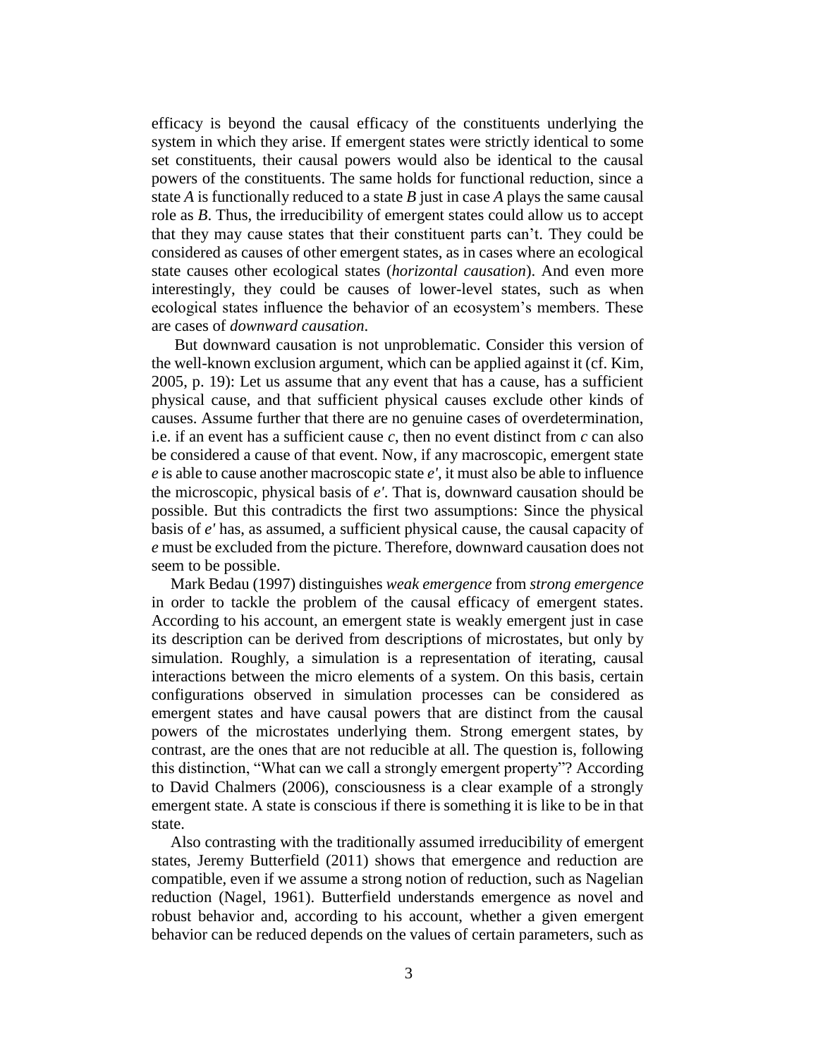efficacy is beyond the causal efficacy of the constituents underlying the system in which they arise. If emergent states were strictly identical to some set constituents, their causal powers would also be identical to the causal powers of the constituents. The same holds for functional reduction, since a state *A* is functionally reduced to a state *B* just in case *A* plays the same causal role as *B*. Thus, the irreducibility of emergent states could allow us to accept that they may cause states that their constituent parts can't. They could be considered as causes of other emergent states, as in cases where an ecological state causes other ecological states (*horizontal causation*). And even more interestingly, they could be causes of lower-level states, such as when ecological states influence the behavior of an ecosystem's members. These are cases of *downward causation*.

But downward causation is not unproblematic. Consider this version of the well-known exclusion argument, which can be applied against it (cf. Kim, 2005, p. 19): Let us assume that any event that has a cause, has a sufficient physical cause, and that sufficient physical causes exclude other kinds of causes. Assume further that there are no genuine cases of overdetermination, i.e. if an event has a sufficient cause *c*, then no event distinct from *c* can also be considered a cause of that event. Now, if any macroscopic, emergent state *e* is able to cause another macroscopic state *e′*, it must also be able to influence the microscopic, physical basis of *e′*. That is, downward causation should be possible. But this contradicts the first two assumptions: Since the physical basis of *e′* has, as assumed, a sufficient physical cause, the causal capacity of *e* must be excluded from the picture. Therefore, downward causation does not seem to be possible.

Mark Bedau (1997) distinguishes *weak emergence* from *strong emergence* in order to tackle the problem of the causal efficacy of emergent states. According to his account, an emergent state is weakly emergent just in case its description can be derived from descriptions of microstates, but only by simulation. Roughly, a simulation is a representation of iterating, causal interactions between the micro elements of a system. On this basis, certain configurations observed in simulation processes can be considered as emergent states and have causal powers that are distinct from the causal powers of the microstates underlying them. Strong emergent states, by contrast, are the ones that are not reducible at all. The question is, following this distinction, "What can we call a strongly emergent property"? According to David Chalmers (2006), consciousness is a clear example of a strongly emergent state. A state is conscious if there is something it is like to be in that state.

Also contrasting with the traditionally assumed irreducibility of emergent states, Jeremy Butterfield (2011) shows that emergence and reduction are compatible, even if we assume a strong notion of reduction, such as Nagelian reduction (Nagel, 1961). Butterfield understands emergence as novel and robust behavior and, according to his account, whether a given emergent behavior can be reduced depends on the values of certain parameters, such as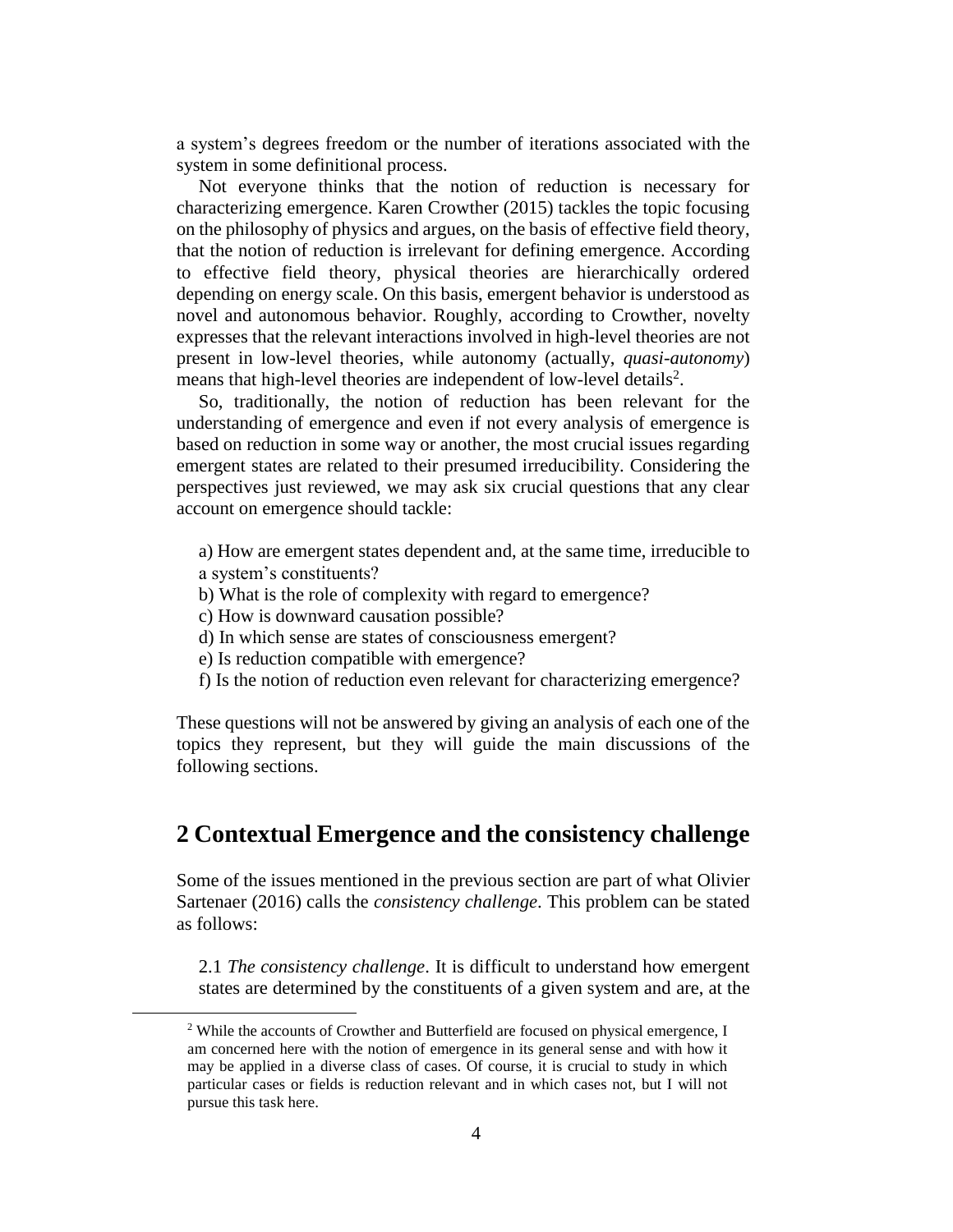a system's degrees freedom or the number of iterations associated with the system in some definitional process.

Not everyone thinks that the notion of reduction is necessary for characterizing emergence. Karen Crowther (2015) tackles the topic focusing on the philosophy of physics and argues, on the basis of effective field theory, that the notion of reduction is irrelevant for defining emergence. According to effective field theory, physical theories are hierarchically ordered depending on energy scale. On this basis, emergent behavior is understood as novel and autonomous behavior. Roughly, according to Crowther, novelty expresses that the relevant interactions involved in high-level theories are not present in low-level theories, while autonomy (actually, *quasi-autonomy*) means that high-level theories are independent of low-level details[2].

So, traditionally, the notion of reduction has been relevant for the understanding of emergence and even if not every analysis of emergence is based on reduction in some way or another, the most crucial issues regarding emergent states are related to their presumed irreducibility. Considering the perspectives just reviewed, we may ask six crucial questions that any clear account on emergence should tackle:

a) How are emergent states dependent and, at the same time, irreducible to a system's constituents?
b) What is the role of complexity with regard to emergence?
c) How is downward causation possible?
d) In which sense are states of consciousness emergent?
e) Is reduction compatible with emergence?
f) Is the notion of reduction even relevant for characterizing emergence?

These questions will not be answered by giving an analysis of each one of the topics they represent, but they will guide the main discussions of the following sections.

## 2 Contextual Emergence and the consistency challenge

Some of the issues mentioned in the previous section are part of what Olivier Sartenaer (2016) calls the *consistency challenge*. This problem can be stated as follows:

2.1 *The consistency challenge*. It is difficult to understand how emergent states are determined by the constituents of a given system and are, at the

[2] While the accounts of Crowther and Butterfield are focused on physical emergence, I am concerned here with the notion of emergence in its general sense and with how it may be applied in a diverse class of cases. Of course, it is crucial to study in which particular cases or fields is reduction relevant and in which cases not, but I will not pursue this task here.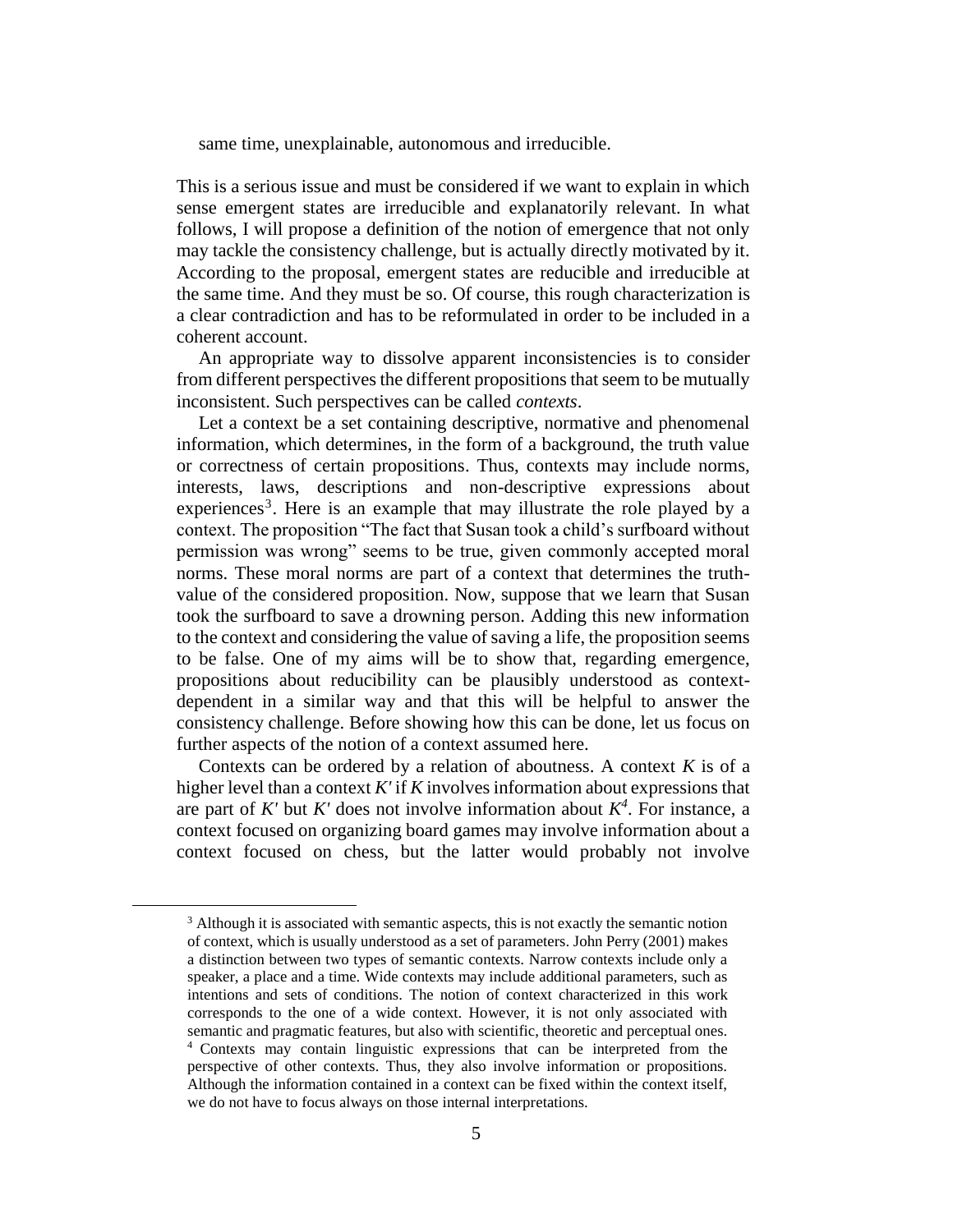same time, unexplainable, autonomous and irreducible.

This is a serious issue and must be considered if we want to explain in which sense emergent states are irreducible and explanatorily relevant. In what follows, I will propose a definition of the notion of emergence that not only may tackle the consistency challenge, but is actually directly motivated by it. According to the proposal, emergent states are reducible and irreducible at the same time. And they must be so. Of course, this rough characterization is a clear contradiction and has to be reformulated in order to be included in a coherent account.

An appropriate way to dissolve apparent inconsistencies is to consider from different perspectives the different propositions that seem to be mutually inconsistent. Such perspectives can be called *contexts*.

Let a context be a set containing descriptive, normative and phenomenal information, which determines, in the form of a background, the truth value or correctness of certain propositions. Thus, contexts may include norms, interests, laws, descriptions and non-descriptive expressions about experiences[3]. Here is an example that may illustrate the role played by a context. The proposition "The fact that Susan took a child's surfboard without permission was wrong" seems to be true, given commonly accepted moral norms. These moral norms are part of a context that determines the truth-value of the considered proposition. Now, suppose that we learn that Susan took the surfboard to save a drowning person. Adding this new information to the context and considering the value of saving a life, the proposition seems to be false. One of my aims will be to show that, regarding emergence, propositions about reducibility can be plausibly understood as context-dependent in a similar way and that this will be helpful to answer the consistency challenge. Before showing how this can be done, let us focus on further aspects of the notion of a context assumed here.

Contexts can be ordered by a relation of aboutness. A context $K$ is of a higher level than a context $K'$ if $K$ involves information about expressions that are part of $K'$ but $K'$ does not involve information about $K$[4]. For instance, a context focused on organizing board games may involve information about a context focused on chess, but the latter would probably not involve

[3] Although it is associated with semantic aspects, this is not exactly the semantic notion of context, which is usually understood as a set of parameters. John Perry (2001) makes a distinction between two types of semantic contexts. Narrow contexts include only a speaker, a place and a time. Wide contexts may include additional parameters, such as intentions and sets of conditions. The notion of context characterized in this work corresponds to the one of a wide context. However, it is not only associated with semantic and pragmatic features, but also with scientific, theoretic and perceptual ones.

[4] Contexts may contain linguistic expressions that can be interpreted from the perspective of other contexts. Thus, they also involve information or propositions. Although the information contained in a context can be fixed within the context itself, we do not have to focus always on those internal interpretations.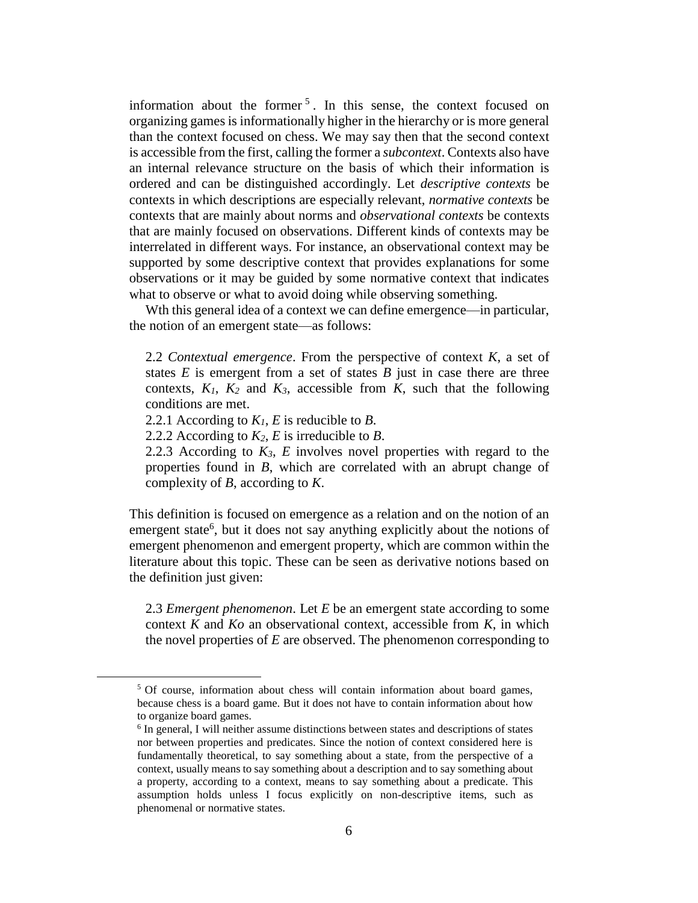information about the former[5]. In this sense, the context focused on organizing games is informationally higher in the hierarchy or is more general than the context focused on chess. We may say then that the second context is accessible from the first, calling the former a *subcontext*. Contexts also have an internal relevance structure on the basis of which their information is ordered and can be distinguished accordingly. Let *descriptive contexts* be contexts in which descriptions are especially relevant, *normative contexts* be contexts that are mainly about norms and *observational contexts* be contexts that are mainly focused on observations. Different kinds of contexts may be interrelated in different ways. For instance, an observational context may be supported by some descriptive context that provides explanations for some observations or it may be guided by some normative context that indicates what to observe or what to avoid doing while observing something.

Wth this general idea of a context we can define emergence—in particular, the notion of an emergent state—as follows:

> 2.2 *Contextual emergence*. From the perspective of context $K$, a set of states $E$ is emergent from a set of states $B$ just in case there are three contexts, $K_1$, $K_2$ and $K_3$, accessible from $K$, such that the following conditions are met.
>
> 2.2.1 According to $K_1$, $E$ is reducible to $B$.
>
> 2.2.2 According to $K_2$, $E$ is irreducible to $B$.
>
> 2.2.3 According to $K_3$, $E$ involves novel properties with regard to the properties found in $B$, which are correlated with an abrupt change of complexity of $B$, according to $K$.

This definition is focused on emergence as a relation and on the notion of an emergent state[6], but it does not say anything explicitly about the notions of emergent phenomenon and emergent property, which are common within the literature about this topic. These can be seen as derivative notions based on the definition just given:

> 2.3 *Emergent phenomenon*. Let $E$ be an emergent state according to some context $K$ and $Ko$ an observational context, accessible from $K$, in which the novel properties of $E$ are observed. The phenomenon corresponding to

[5] Of course, information about chess will contain information about board games, because chess is a board game. But it does not have to contain information about how to organize board games.

[6] In general, I will neither assume distinctions between states and descriptions of states nor between properties and predicates. Since the notion of context considered here is fundamentally theoretical, to say something about a state, from the perspective of a context, usually means to say something about a description and to say something about a property, according to a context, means to say something about a predicate. This assumption holds unless I focus explicitly on non-descriptive items, such as phenomenal or normative states.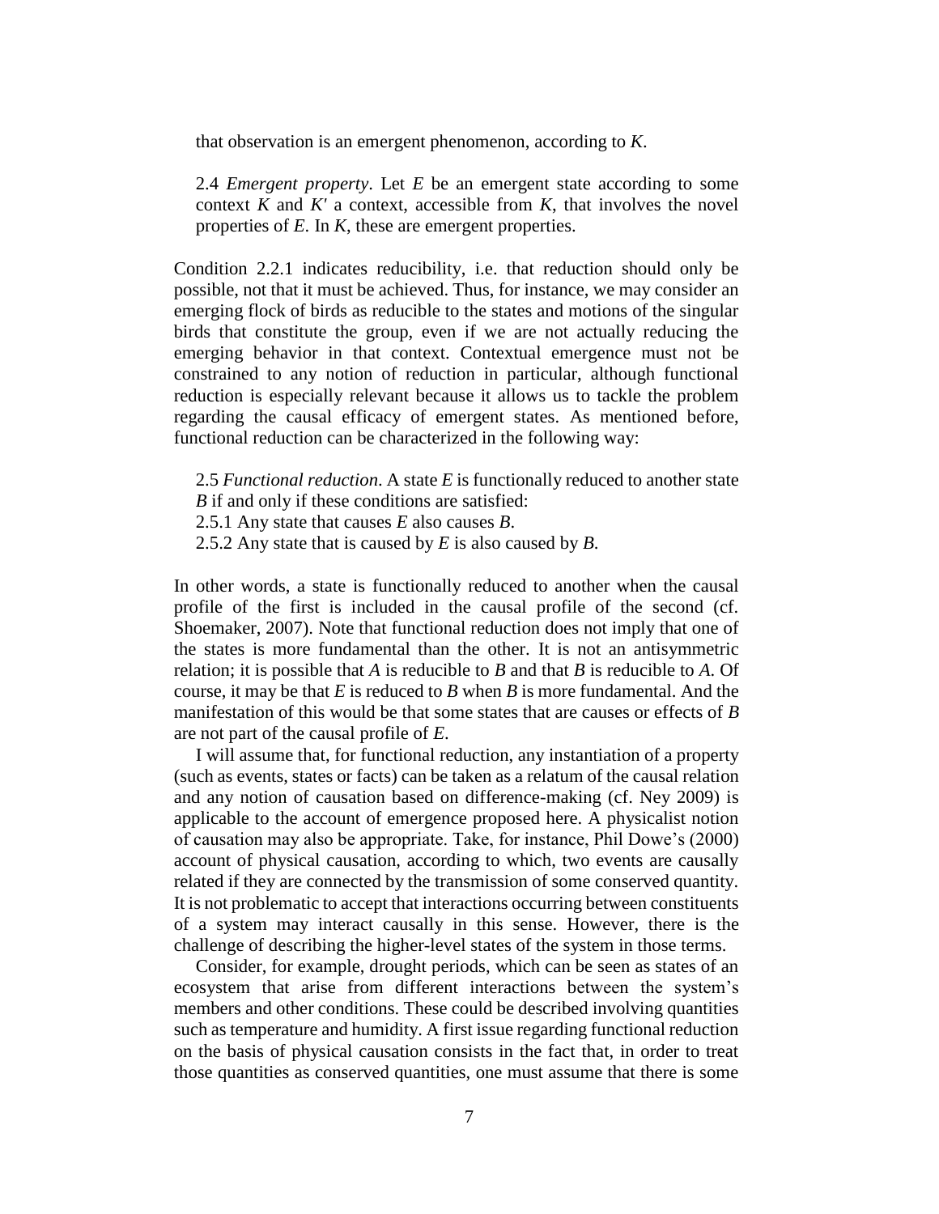that observation is an emergent phenomenon, according to $K$.

> 2.4 *Emergent property*. Let $E$ be an emergent state according to some context $K$ and $K'$ a context, accessible from $K$, that involves the novel properties of $E$. In $K$, these are emergent properties.

Condition 2.2.1 indicates reducibility, i.e. that reduction should only be possible, not that it must be achieved. Thus, for instance, we may consider an emerging flock of birds as reducible to the states and motions of the singular birds that constitute the group, even if we are not actually reducing the emerging behavior in that context. Contextual emergence must not be constrained to any notion of reduction in particular, although functional reduction is especially relevant because it allows us to tackle the problem regarding the causal efficacy of emergent states. As mentioned before, functional reduction can be characterized in the following way:

> 2.5 *Functional reduction*. A state $E$ is functionally reduced to another state $B$ if and only if these conditions are satisfied:
> 2.5.1 Any state that causes $E$ also causes $B$.
> 2.5.2 Any state that is caused by $E$ is also caused by $B$.

In other words, a state is functionally reduced to another when the causal profile of the first is included in the causal profile of the second (cf. Shoemaker, 2007). Note that functional reduction does not imply that one of the states is more fundamental than the other. It is not an antisymmetric relation; it is possible that $A$ is reducible to $B$ and that $B$ is reducible to $A$. Of course, it may be that $E$ is reduced to $B$ when $B$ is more fundamental. And the manifestation of this would be that some states that are causes or effects of $B$ are not part of the causal profile of $E$.

I will assume that, for functional reduction, any instantiation of a property (such as events, states or facts) can be taken as a relatum of the causal relation and any notion of causation based on difference-making (cf. Ney 2009) is applicable to the account of emergence proposed here. A physicalist notion of causation may also be appropriate. Take, for instance, Phil Dowe's (2000) account of physical causation, according to which, two events are causally related if they are connected by the transmission of some conserved quantity. It is not problematic to accept that interactions occurring between constituents of a system may interact causally in this sense. However, there is the challenge of describing the higher-level states of the system in those terms.

Consider, for example, drought periods, which can be seen as states of an ecosystem that arise from different interactions between the system's members and other conditions. These could be described involving quantities such as temperature and humidity. A first issue regarding functional reduction on the basis of physical causation consists in the fact that, in order to treat those quantities as conserved quantities, one must assume that there is some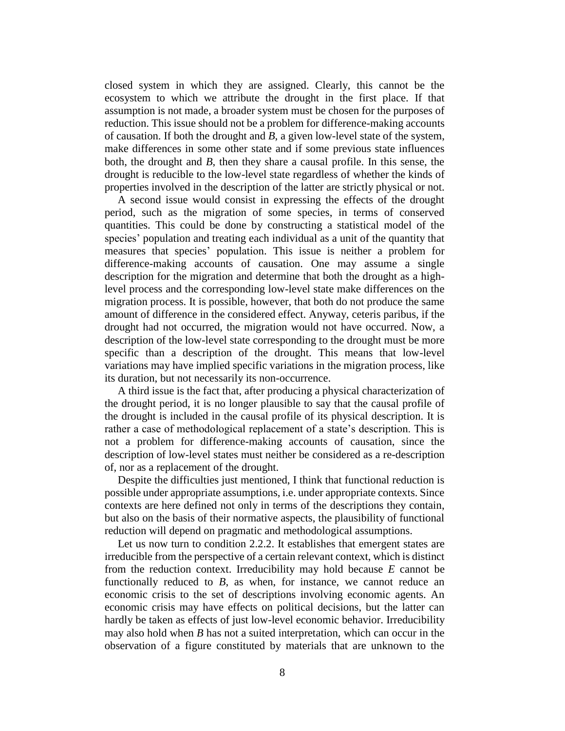closed system in which they are assigned. Clearly, this cannot be the ecosystem to which we attribute the drought in the first place. If that assumption is not made, a broader system must be chosen for the purposes of reduction. This issue should not be a problem for difference-making accounts of causation. If both the drought and *B*, a given low-level state of the system, make differences in some other state and if some previous state influences both, the drought and *B*, then they share a causal profile. In this sense, the drought is reducible to the low-level state regardless of whether the kinds of properties involved in the description of the latter are strictly physical or not.

A second issue would consist in expressing the effects of the drought period, such as the migration of some species, in terms of conserved quantities. This could be done by constructing a statistical model of the species' population and treating each individual as a unit of the quantity that measures that species' population. This issue is neither a problem for difference-making accounts of causation. One may assume a single description for the migration and determine that both the drought as a high-level process and the corresponding low-level state make differences on the migration process. It is possible, however, that both do not produce the same amount of difference in the considered effect. Anyway, ceteris paribus, if the drought had not occurred, the migration would not have occurred. Now, a description of the low-level state corresponding to the drought must be more specific than a description of the drought. This means that low-level variations may have implied specific variations in the migration process, like its duration, but not necessarily its non-occurrence.

A third issue is the fact that, after producing a physical characterization of the drought period, it is no longer plausible to say that the causal profile of the drought is included in the causal profile of its physical description. It is rather a case of methodological replacement of a state's description. This is not a problem for difference-making accounts of causation, since the description of low-level states must neither be considered as a re-description of, nor as a replacement of the drought.

Despite the difficulties just mentioned, I think that functional reduction is possible under appropriate assumptions, i.e. under appropriate contexts. Since contexts are here defined not only in terms of the descriptions they contain, but also on the basis of their normative aspects, the plausibility of functional reduction will depend on pragmatic and methodological assumptions.

Let us now turn to condition 2.2.2. It establishes that emergent states are irreducible from the perspective of a certain relevant context, which is distinct from the reduction context. Irreducibility may hold because *E* cannot be functionally reduced to *B*, as when, for instance, we cannot reduce an economic crisis to the set of descriptions involving economic agents. An economic crisis may have effects on political decisions, but the latter can hardly be taken as effects of just low-level economic behavior. Irreducibility may also hold when *B* has not a suited interpretation, which can occur in the observation of a figure constituted by materials that are unknown to the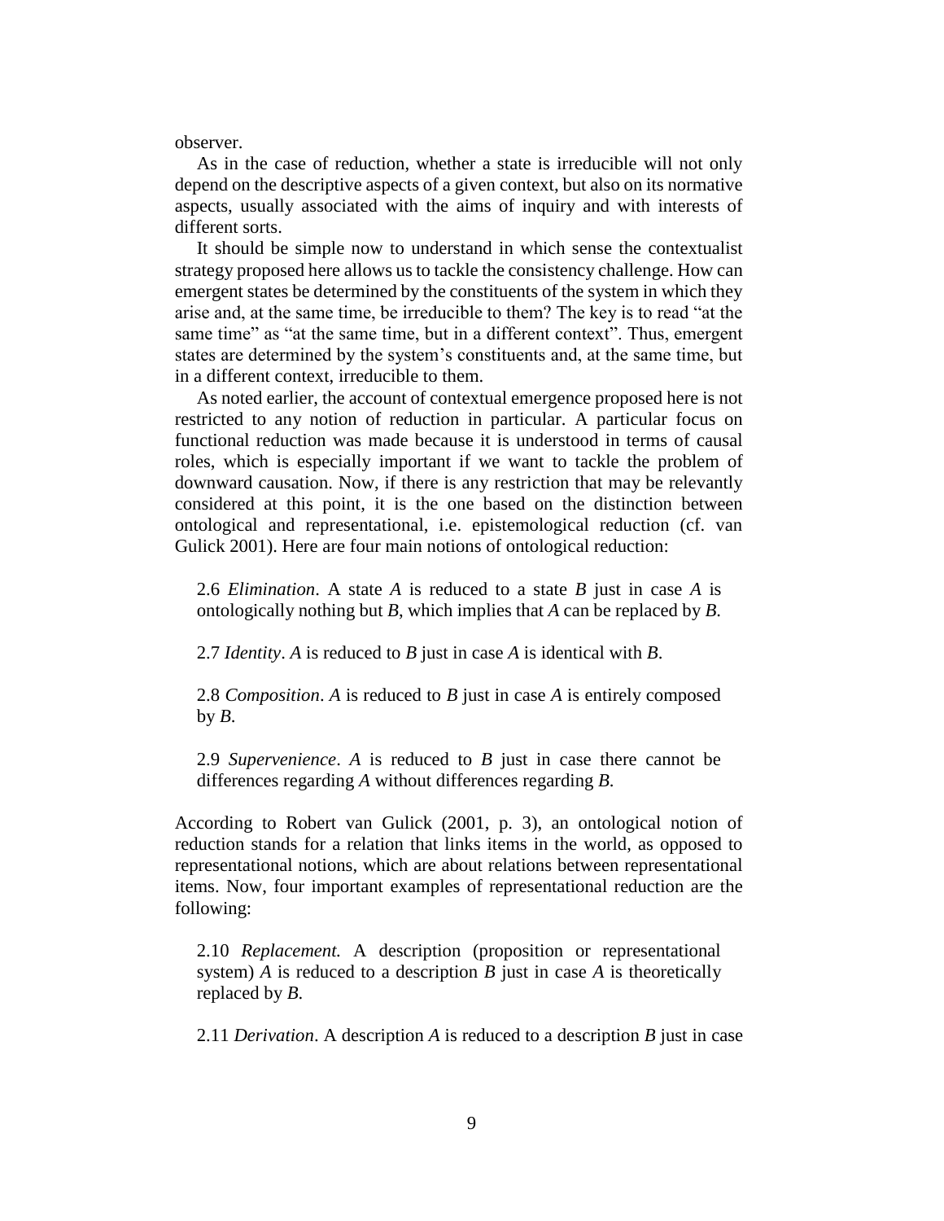observer.

As in the case of reduction, whether a state is irreducible will not only depend on the descriptive aspects of a given context, but also on its normative aspects, usually associated with the aims of inquiry and with interests of different sorts.

It should be simple now to understand in which sense the contextualist strategy proposed here allows us to tackle the consistency challenge. How can emergent states be determined by the constituents of the system in which they arise and, at the same time, be irreducible to them? The key is to read "at the same time" as "at the same time, but in a different context". Thus, emergent states are determined by the system's constituents and, at the same time, but in a different context, irreducible to them.

As noted earlier, the account of contextual emergence proposed here is not restricted to any notion of reduction in particular. A particular focus on functional reduction was made because it is understood in terms of causal roles, which is especially important if we want to tackle the problem of downward causation. Now, if there is any restriction that may be relevantly considered at this point, it is the one based on the distinction between ontological and representational, i.e. epistemological reduction (cf. van Gulick 2001). Here are four main notions of ontological reduction:

> 2.6 *Elimination*. A state *A* is reduced to a state *B* just in case *A* is ontologically nothing but *B*, which implies that *A* can be replaced by *B*.
>
> 2.7 *Identity*. *A* is reduced to *B* just in case *A* is identical with *B*.
>
> 2.8 *Composition*. *A* is reduced to *B* just in case *A* is entirely composed by *B*.
>
> 2.9 *Supervenience*. *A* is reduced to *B* just in case there cannot be differences regarding *A* without differences regarding *B*.

According to Robert van Gulick (2001, p. 3), an ontological notion of reduction stands for a relation that links items in the world, as opposed to representational notions, which are about relations between representational items. Now, four important examples of representational reduction are the following:

> 2.10 *Replacement.* A description (proposition or representational system) *A* is reduced to a description *B* just in case *A* is theoretically replaced by *B*.
>
> 2.11 *Derivation*. A description *A* is reduced to a description *B* just in case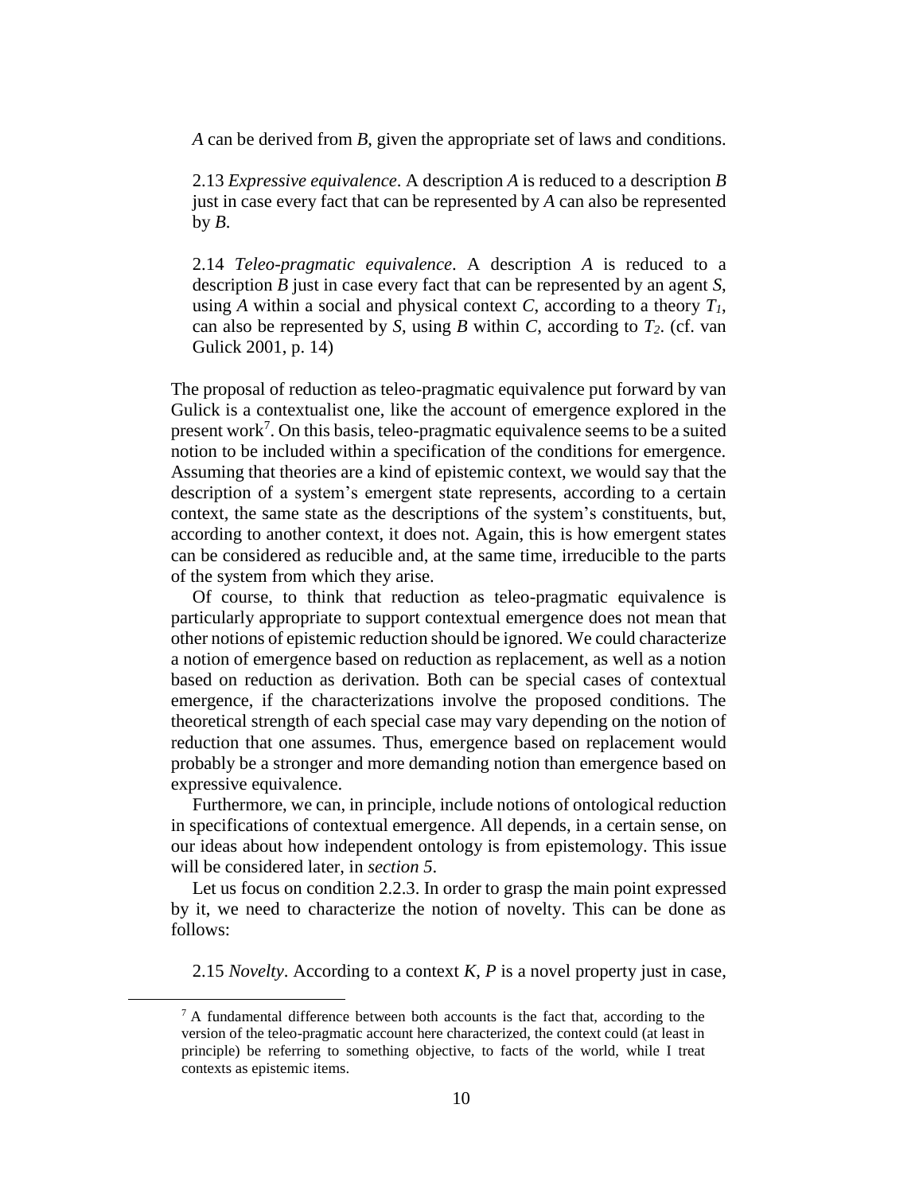*A* can be derived from *B*, given the appropriate set of laws and conditions.

2.13 *Expressive equivalence*. A description *A* is reduced to a description *B* just in case every fact that can be represented by *A* can also be represented by *B*.

2.14 *Teleo-pragmatic equivalence*. A description *A* is reduced to a description *B* just in case every fact that can be represented by an agent *S*, using *A* within a social and physical context *C*, according to a theory $T_1$, can also be represented by *S*, using *B* within *C*, according to $T_2$. (cf. van Gulick 2001, p. 14)

The proposal of reduction as teleo-pragmatic equivalence put forward by van Gulick is a contextualist one, like the account of emergence explored in the present work[7]. On this basis, teleo-pragmatic equivalence seems to be a suited notion to be included within a specification of the conditions for emergence. Assuming that theories are a kind of epistemic context, we would say that the description of a system's emergent state represents, according to a certain context, the same state as the descriptions of the system's constituents, but, according to another context, it does not. Again, this is how emergent states can be considered as reducible and, at the same time, irreducible to the parts of the system from which they arise.

Of course, to think that reduction as teleo-pragmatic equivalence is particularly appropriate to support contextual emergence does not mean that other notions of epistemic reduction should be ignored. We could characterize a notion of emergence based on reduction as replacement, as well as a notion based on reduction as derivation. Both can be special cases of contextual emergence, if the characterizations involve the proposed conditions. The theoretical strength of each special case may vary depending on the notion of reduction that one assumes. Thus, emergence based on replacement would probably be a stronger and more demanding notion than emergence based on expressive equivalence.

Furthermore, we can, in principle, include notions of ontological reduction in specifications of contextual emergence. All depends, in a certain sense, on our ideas about how independent ontology is from epistemology. This issue will be considered later, in *section 5*.

Let us focus on condition 2.2.3. In order to grasp the main point expressed by it, we need to characterize the notion of novelty. This can be done as follows:

2.15 *Novelty*. According to a context *K*, *P* is a novel property just in case,

[7] A fundamental difference between both accounts is the fact that, according to the version of the teleo-pragmatic account here characterized, the context could (at least in principle) be referring to something objective, to facts of the world, while I treat contexts as epistemic items.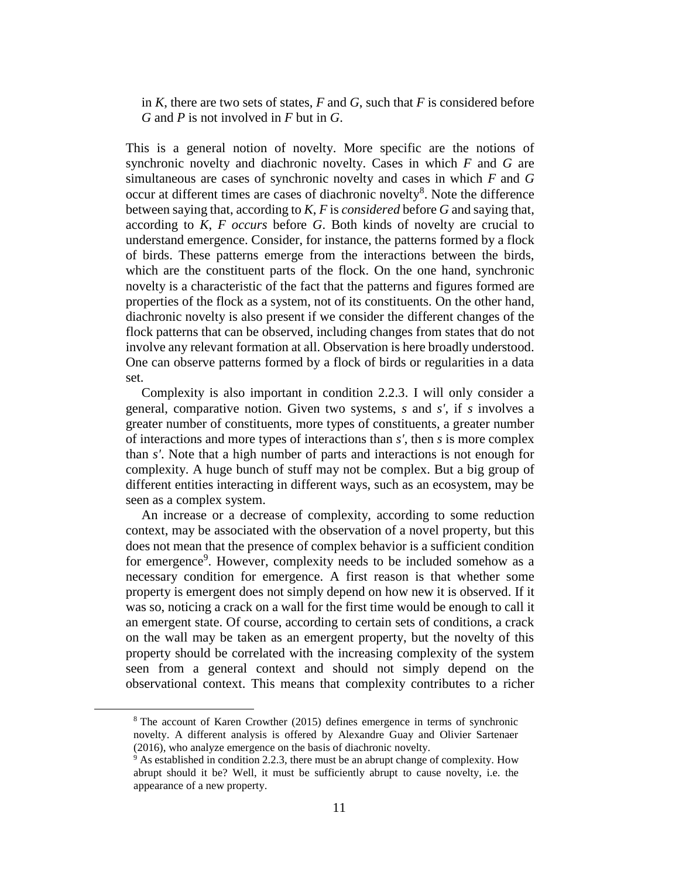in *K*, there are two sets of states, *F* and *G*, such that *F* is considered before *G* and *P* is not involved in *F* but in *G*.

This is a general notion of novelty. More specific are the notions of synchronic novelty and diachronic novelty. Cases in which *F* and *G* are simultaneous are cases of synchronic novelty and cases in which *F* and *G* occur at different times are cases of diachronic novelty[8]. Note the difference between saying that, according to *K*, *F* is *considered* before *G* and saying that, according to *K*, *F occurs* before *G*. Both kinds of novelty are crucial to understand emergence. Consider, for instance, the patterns formed by a flock of birds. These patterns emerge from the interactions between the birds, which are the constituent parts of the flock. On the one hand, synchronic novelty is a characteristic of the fact that the patterns and figures formed are properties of the flock as a system, not of its constituents. On the other hand, diachronic novelty is also present if we consider the different changes of the flock patterns that can be observed, including changes from states that do not involve any relevant formation at all. Observation is here broadly understood. One can observe patterns formed by a flock of birds or regularities in a data set.

Complexity is also important in condition 2.2.3. I will only consider a general, comparative notion. Given two systems, *s* and *s'*, if *s* involves a greater number of constituents, more types of constituents, a greater number of interactions and more types of interactions than *s'*, then *s* is more complex than *s'*. Note that a high number of parts and interactions is not enough for complexity. A huge bunch of stuff may not be complex. But a big group of different entities interacting in different ways, such as an ecosystem, may be seen as a complex system.

An increase or a decrease of complexity, according to some reduction context, may be associated with the observation of a novel property, but this does not mean that the presence of complex behavior is a sufficient condition for emergence[9]. However, complexity needs to be included somehow as a necessary condition for emergence. A first reason is that whether some property is emergent does not simply depend on how new it is observed. If it was so, noticing a crack on a wall for the first time would be enough to call it an emergent state. Of course, according to certain sets of conditions, a crack on the wall may be taken as an emergent property, but the novelty of this property should be correlated with the increasing complexity of the system seen from a general context and should not simply depend on the observational context. This means that complexity contributes to a richer

---

[8] The account of Karen Crowther (2015) defines emergence in terms of synchronic novelty. A different analysis is offered by Alexandre Guay and Olivier Sartenaer (2016), who analyze emergence on the basis of diachronic novelty.

[9] As established in condition 2.2.3, there must be an abrupt change of complexity. How abrupt should it be? Well, it must be sufficiently abrupt to cause novelty, i.e. the appearance of a new property.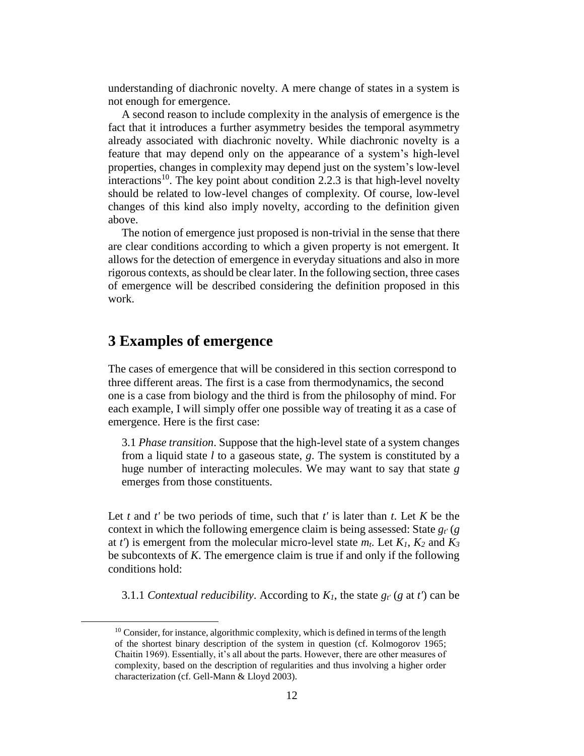understanding of diachronic novelty. A mere change of states in a system is not enough for emergence.

A second reason to include complexity in the analysis of emergence is the fact that it introduces a further asymmetry besides the temporal asymmetry already associated with diachronic novelty. While diachronic novelty is a feature that may depend only on the appearance of a system's high-level properties, changes in complexity may depend just on the system's low-level interactions[10]. The key point about condition 2.2.3 is that high-level novelty should be related to low-level changes of complexity. Of course, low-level changes of this kind also imply novelty, according to the definition given above.

The notion of emergence just proposed is non-trivial in the sense that there are clear conditions according to which a given property is not emergent. It allows for the detection of emergence in everyday situations and also in more rigorous contexts, as should be clear later. In the following section, three cases of emergence will be described considering the definition proposed in this work.

# 3 Examples of emergence

The cases of emergence that will be considered in this section correspond to three different areas. The first is a case from thermodynamics, the second one is a case from biology and the third is from the philosophy of mind. For each example, I will simply offer one possible way of treating it as a case of emergence. Here is the first case:

> 3.1 *Phase transition*. Suppose that the high-level state of a system changes from a liquid state $l$ to a gaseous state, $g$. The system is constituted by a huge number of interacting molecules. We may want to say that state $g$ emerges from those constituents.

Let $t$ and $t'$ be two periods of time, such that $t'$ is later than $t$. Let $K$ be the context in which the following emergence claim is being assessed: State $g_{t'}$ ($g$ at $t'$) is emergent from the molecular micro-level state $m_t$. Let $K_1$, $K_2$ and $K_3$ be subcontexts of $K$. The emergence claim is true if and only if the following conditions hold:

> 3.1.1 *Contextual reducibility*. According to $K_1$, the state $g_{t'}$ ($g$ at $t'$) can be

[10] Consider, for instance, algorithmic complexity, which is defined in terms of the length of the shortest binary description of the system in question (cf. Kolmogorov 1965; Chaitin 1969). Essentially, it's all about the parts. However, there are other measures of complexity, based on the description of regularities and thus involving a higher order characterization (cf. Gell-Mann & Lloyd 2003).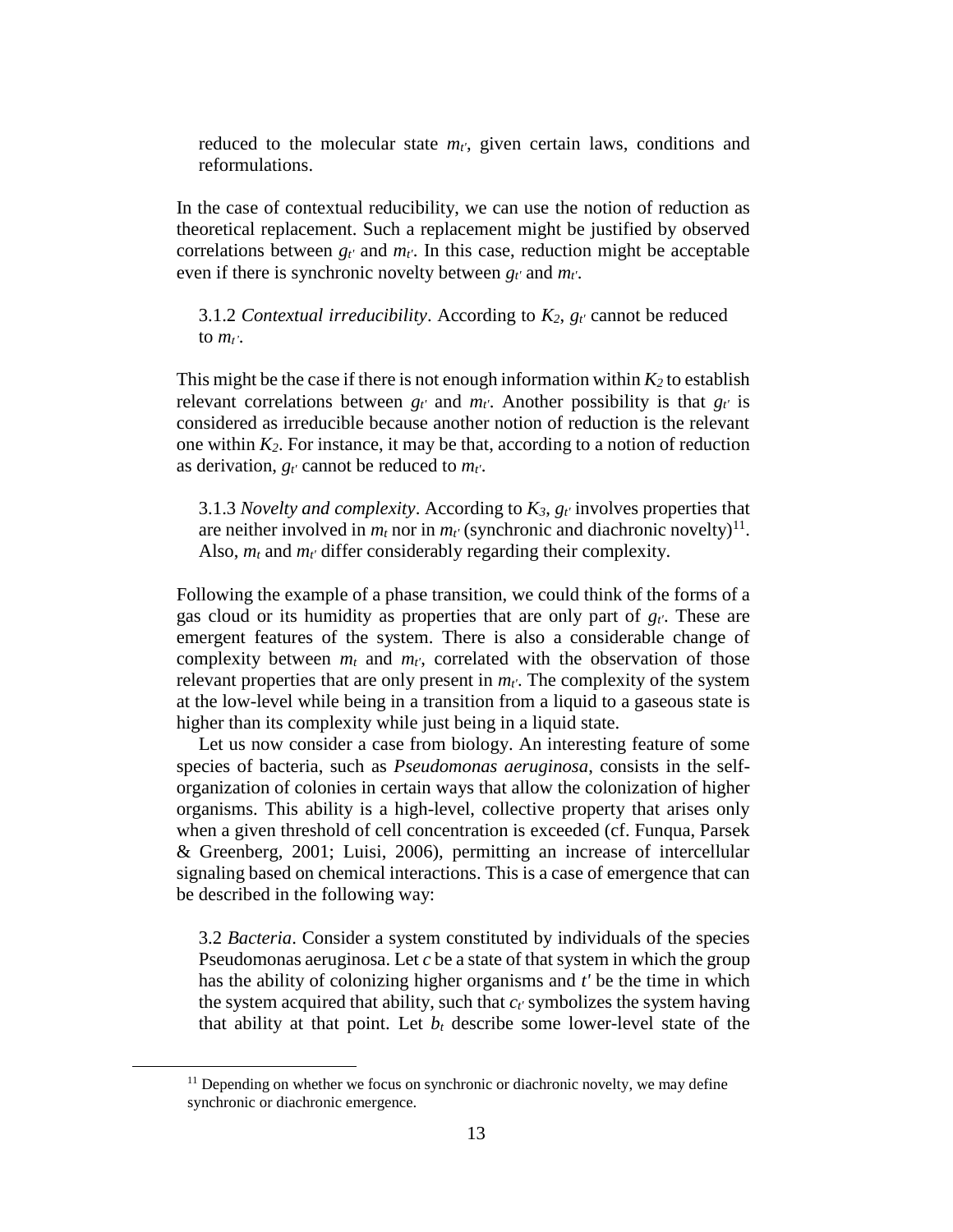reduced to the molecular state $m_{t'}$, given certain laws, conditions and reformulations.

In the case of contextual reducibility, we can use the notion of reduction as theoretical replacement. Such a replacement might be justified by observed correlations between $g_{t'}$ and $m_{t'}$. In this case, reduction might be acceptable even if there is synchronic novelty between $g_{t'}$ and $m_{t'}$.

3.1.2 *Contextual irreducibility*. According to $K_2$, $g_{t'}$ cannot be reduced to $m_{t'}$.

This might be the case if there is not enough information within $K_2$ to establish relevant correlations between $g_{t'}$ and $m_{t'}$. Another possibility is that $g_{t'}$ is considered as irreducible because another notion of reduction is the relevant one within $K_2$. For instance, it may be that, according to a notion of reduction as derivation, $g_{t'}$ cannot be reduced to $m_{t'}$.

3.1.3 *Novelty and complexity*. According to $K_3$, $g_{t'}$ involves properties that are neither involved in $m_t$ nor in $m_{t'}$ (synchronic and diachronic novelty)[11]. Also, $m_t$ and $m_{t'}$ differ considerably regarding their complexity.

Following the example of a phase transition, we could think of the forms of a gas cloud or its humidity as properties that are only part of $g_{t'}$. These are emergent features of the system. There is also a considerable change of complexity between $m_t$ and $m_{t'}$, correlated with the observation of those relevant properties that are only present in $m_{t'}$. The complexity of the system at the low-level while being in a transition from a liquid to a gaseous state is higher than its complexity while just being in a liquid state.

Let us now consider a case from biology. An interesting feature of some species of bacteria, such as *Pseudomonas aeruginosa*, consists in the self-organization of colonies in certain ways that allow the colonization of higher organisms. This ability is a high-level, collective property that arises only when a given threshold of cell concentration is exceeded (cf. Funqua, Parsek & Greenberg, 2001; Luisi, 2006), permitting an increase of intercellular signaling based on chemical interactions. This is a case of emergence that can be described in the following way:

3.2 *Bacteria*. Consider a system constituted by individuals of the species Pseudomonas aeruginosa. Let $c$ be a state of that system in which the group has the ability of colonizing higher organisms and $t'$ be the time in which the system acquired that ability, such that $c_{t'}$ symbolizes the system having that ability at that point. Let $b_t$ describe some lower-level state of the

[11] Depending on whether we focus on synchronic or diachronic novelty, we may define synchronic or diachronic emergence.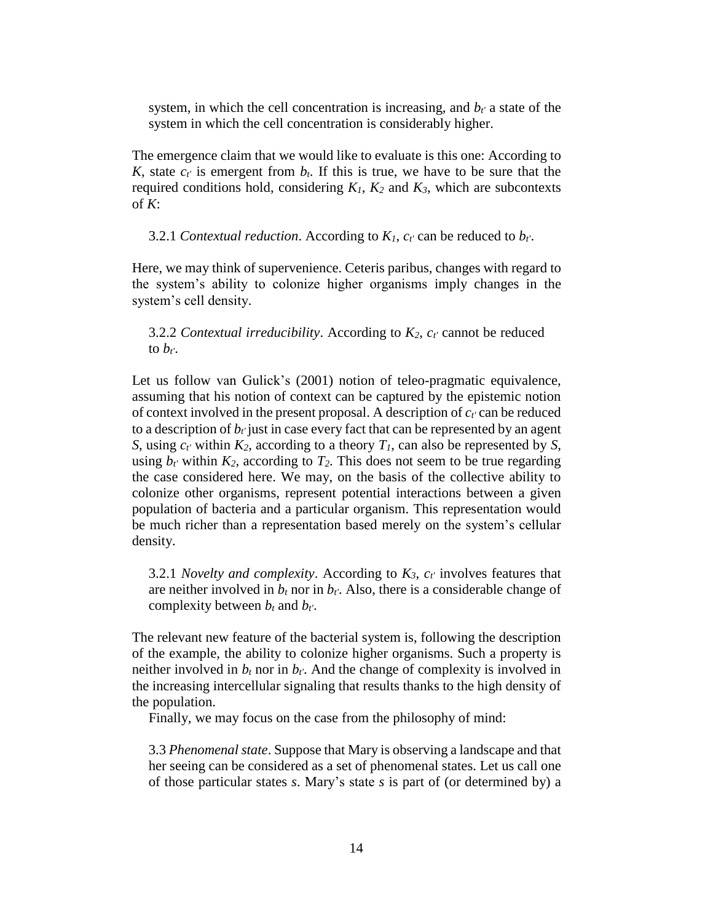system, in which the cell concentration is increasing, and $b_{t'}$ a state of the system in which the cell concentration is considerably higher.

The emergence claim that we would like to evaluate is this one: According to $K$, state $c_{t'}$ is emergent from $b_t$. If this is true, we have to be sure that the required conditions hold, considering $K_1$, $K_2$ and $K_3$, which are subcontexts of $K$:

> 3.2.1 *Contextual reduction*. According to $K_1$, $c_{t'}$ can be reduced to $b_{t'}$.

Here, we may think of supervenience. Ceteris paribus, changes with regard to the system's ability to colonize higher organisms imply changes in the system's cell density.

> 3.2.2 *Contextual irreducibility*. According to $K_2$, $c_{t'}$ cannot be reduced to $b_{t'}$.

Let us follow van Gulick's (2001) notion of teleo-pragmatic equivalence, assuming that his notion of context can be captured by the epistemic notion of context involved in the present proposal. A description of $c_{t'}$ can be reduced to a description of $b_{t'}$ just in case every fact that can be represented by an agent $S$, using $c_{t'}$ within $K_2$, according to a theory $T_1$, can also be represented by $S$, using $b_{t'}$ within $K_2$, according to $T_2$. This does not seem to be true regarding the case considered here. We may, on the basis of the collective ability to colonize other organisms, represent potential interactions between a given population of bacteria and a particular organism. This representation would be much richer than a representation based merely on the system's cellular density.

> 3.2.1 *Novelty and complexity*. According to $K_3$, $c_{t'}$ involves features that are neither involved in $b_t$ nor in $b_{t'}$. Also, there is a considerable change of complexity between $b_t$ and $b_{t'}$.

The relevant new feature of the bacterial system is, following the description of the example, the ability to colonize higher organisms. Such a property is neither involved in $b_t$ nor in $b_{t'}$. And the change of complexity is involved in the increasing intercellular signaling that results thanks to the high density of the population.

Finally, we may focus on the case from the philosophy of mind:

> 3.3 *Phenomenal state*. Suppose that Mary is observing a landscape and that her seeing can be considered as a set of phenomenal states. Let us call one of those particular states *s*. Mary's state *s* is part of (or determined by) a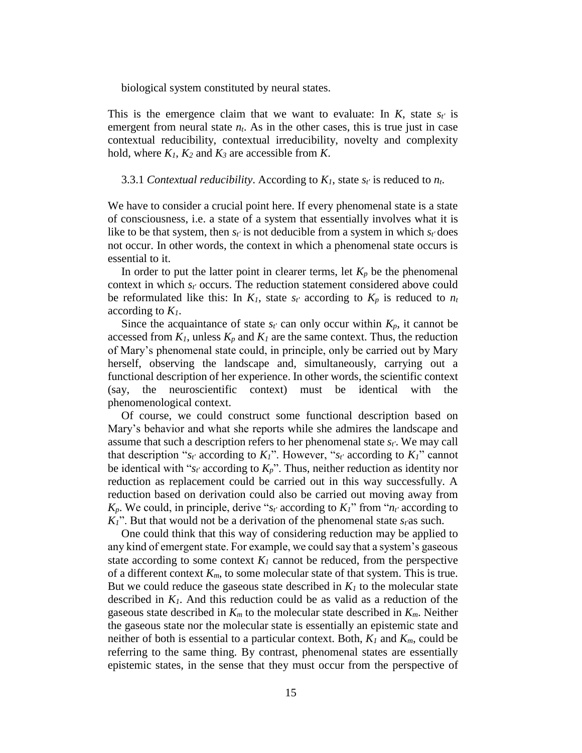biological system constituted by neural states.

This is the emergence claim that we want to evaluate: In *K*, state $s_{t'}$ is emergent from neural state $n_t$. As in the other cases, this is true just in case contextual reducibility, contextual irreducibility, novelty and complexity hold, where $K_1$, $K_2$ and $K_3$ are accessible from *K*.

3.3.1 *Contextual reducibility*. According to $K_1$, state $s_{t'}$ is reduced to $n_t$.

We have to consider a crucial point here. If every phenomenal state is a state of consciousness, i.e. a state of a system that essentially involves what it is like to be that system, then $s_{t'}$ is not deducible from a system in which $s_{t'}$ does not occur. In other words, the context in which a phenomenal state occurs is essential to it.

In order to put the latter point in clearer terms, let $K_p$ be the phenomenal context in which $s_{t'}$ occurs. The reduction statement considered above could be reformulated like this: In $K_1$, state $s_{t'}$ according to $K_p$ is reduced to $n_t$ according to $K_1$.

Since the acquaintance of state $s_{t'}$ can only occur within $K_p$, it cannot be accessed from $K_1$, unless $K_p$ and $K_1$ are the same context. Thus, the reduction of Mary's phenomenal state could, in principle, only be carried out by Mary herself, observing the landscape and, simultaneously, carrying out a functional description of her experience. In other words, the scientific context (say, the neuroscientific context) must be identical with the phenomenological context.

Of course, we could construct some functional description based on Mary's behavior and what she reports while she admires the landscape and assume that such a description refers to her phenomenal state $s_{t'}$. We may call that description "$s_{t'}$ according to $K_1$". However, "$s_{t'}$ according to $K_1$" cannot be identical with "$s_{t'}$ according to $K_p$". Thus, neither reduction as identity nor reduction as replacement could be carried out in this way successfully. A reduction based on derivation could also be carried out moving away from $K_p$. We could, in principle, derive "$s_{t'}$ according to $K_1$" from "$n_{t'}$ according to $K_1$". But that would not be a derivation of the phenomenal state $s_{t'}$ as such.

One could think that this way of considering reduction may be applied to any kind of emergent state. For example, we could say that a system's gaseous state according to some context $K_1$ cannot be reduced, from the perspective of a different context $K_m$, to some molecular state of that system. This is true. But we could reduce the gaseous state described in $K_1$ to the molecular state described in $K_1$. And this reduction could be as valid as a reduction of the gaseous state described in $K_m$ to the molecular state described in $K_m$. Neither the gaseous state nor the molecular state is essentially an epistemic state and neither of both is essential to a particular context. Both, $K_1$ and $K_m$, could be referring to the same thing. By contrast, phenomenal states are essentially epistemic states, in the sense that they must occur from the perspective of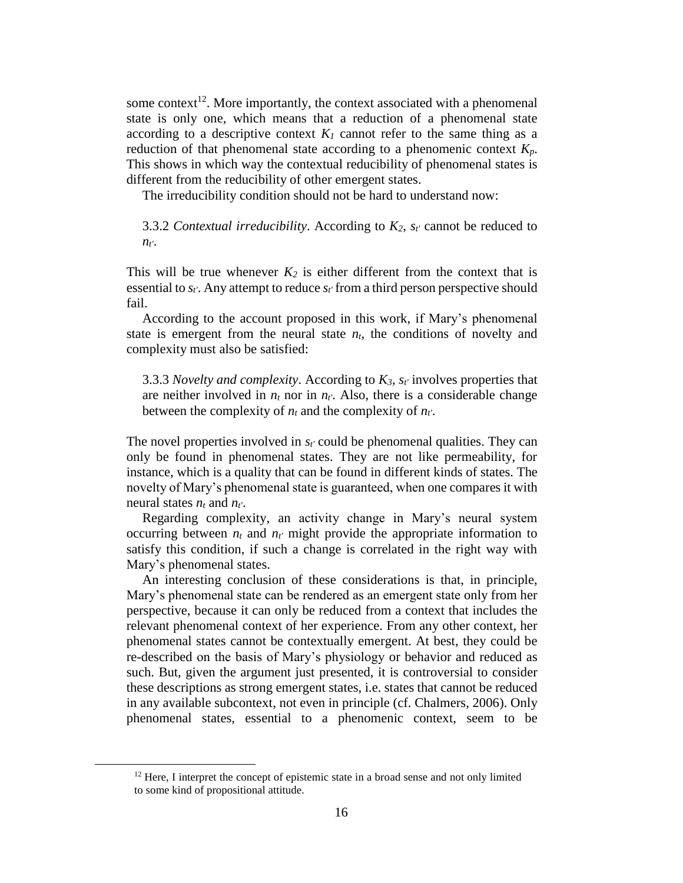some context[12]. More importantly, the context associated with a phenomenal state is only one, which means that a reduction of a phenomenal state according to a descriptive context $K_1$ cannot refer to the same thing as a reduction of that phenomenal state according to a phenomenic context $K_p$. This shows in which way the contextual reducibility of phenomenal states is different from the reducibility of other emergent states.

The irreducibility condition should not be hard to understand now:

> 3.3.2 *Contextual irreducibility*. According to $K_2$, $s_{t'}$ cannot be reduced to $n_{t'}$.

This will be true whenever $K_2$ is either different from the context that is essential to $s_{t'}$. Any attempt to reduce $s_{t'}$ from a third person perspective should fail.

According to the account proposed in this work, if Mary's phenomenal state is emergent from the neural state $n_t$, the conditions of novelty and complexity must also be satisfied:

> 3.3.3 *Novelty and complexity*. According to $K_3$, $s_{t'}$ involves properties that are neither involved in $n_t$ nor in $n_{t'}$. Also, there is a considerable change between the complexity of $n_t$ and the complexity of $n_{t'}$.

The novel properties involved in $s_{t'}$ could be phenomenal qualities. They can only be found in phenomenal states. They are not like permeability, for instance, which is a quality that can be found in different kinds of states. The novelty of Mary's phenomenal state is guaranteed, when one compares it with neural states $n_t$ and $n_{t'}$.

Regarding complexity, an activity change in Mary's neural system occurring between $n_t$ and $n_{t'}$ might provide the appropriate information to satisfy this condition, if such a change is correlated in the right way with Mary's phenomenal states.

An interesting conclusion of these considerations is that, in principle, Mary's phenomenal state can be rendered as an emergent state only from her perspective, because it can only be reduced from a context that includes the relevant phenomenal context of her experience. From any other context, her phenomenal states cannot be contextually emergent. At best, they could be re-described on the basis of Mary's physiology or behavior and reduced as such. But, given the argument just presented, it is controversial to consider these descriptions as strong emergent states, i.e. states that cannot be reduced in any available subcontext, not even in principle (cf. Chalmers, 2006). Only phenomenal states, essential to a phenomenic context, seem to be

[12] Here, I interpret the concept of epistemic state in a broad sense and not only limited to some kind of propositional attitude.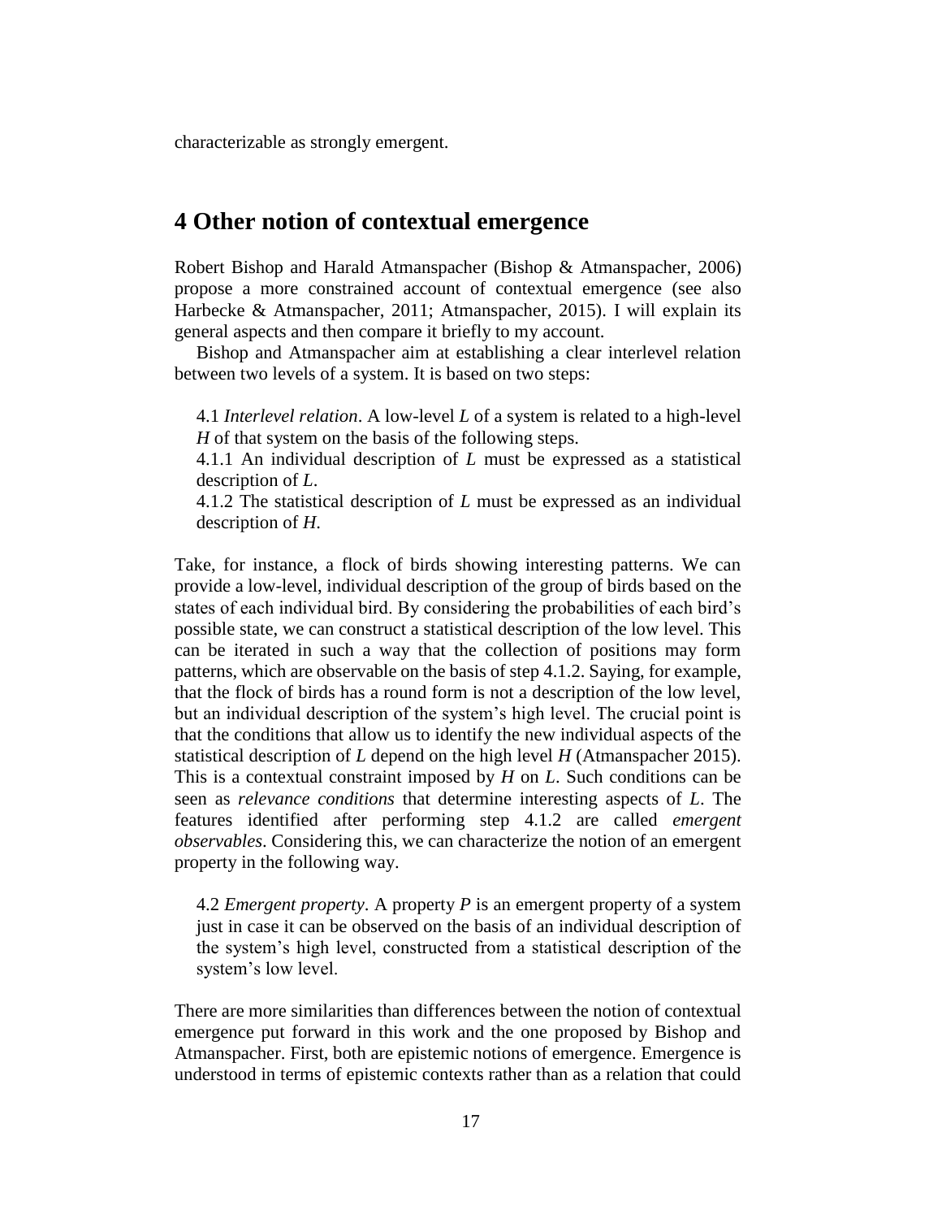characterizable as strongly emergent.

## 4 Other notion of contextual emergence

Robert Bishop and Harald Atmanspacher (Bishop & Atmanspacher, 2006) propose a more constrained account of contextual emergence (see also Harbecke & Atmanspacher, 2011; Atmanspacher, 2015). I will explain its general aspects and then compare it briefly to my account.

Bishop and Atmanspacher aim at establishing a clear interlevel relation between two levels of a system. It is based on two steps:

> 4.1 *Interlevel relation*. A low-level *L* of a system is related to a high-level *H* of that system on the basis of the following steps.
> 4.1.1 An individual description of *L* must be expressed as a statistical description of *L*.
> 4.1.2 The statistical description of *L* must be expressed as an individual description of *H*.

Take, for instance, a flock of birds showing interesting patterns. We can provide a low-level, individual description of the group of birds based on the states of each individual bird. By considering the probabilities of each bird's possible state, we can construct a statistical description of the low level. This can be iterated in such a way that the collection of positions may form patterns, which are observable on the basis of step 4.1.2. Saying, for example, that the flock of birds has a round form is not a description of the low level, but an individual description of the system's high level. The crucial point is that the conditions that allow us to identify the new individual aspects of the statistical description of *L* depend on the high level *H* (Atmanspacher 2015). This is a contextual constraint imposed by *H* on *L*. Such conditions can be seen as *relevance conditions* that determine interesting aspects of *L*. The features identified after performing step 4.1.2 are called *emergent observables*. Considering this, we can characterize the notion of an emergent property in the following way.

> 4.2 *Emergent property*. A property *P* is an emergent property of a system just in case it can be observed on the basis of an individual description of the system's high level, constructed from a statistical description of the system's low level.

There are more similarities than differences between the notion of contextual emergence put forward in this work and the one proposed by Bishop and Atmanspacher. First, both are epistemic notions of emergence. Emergence is understood in terms of epistemic contexts rather than as a relation that could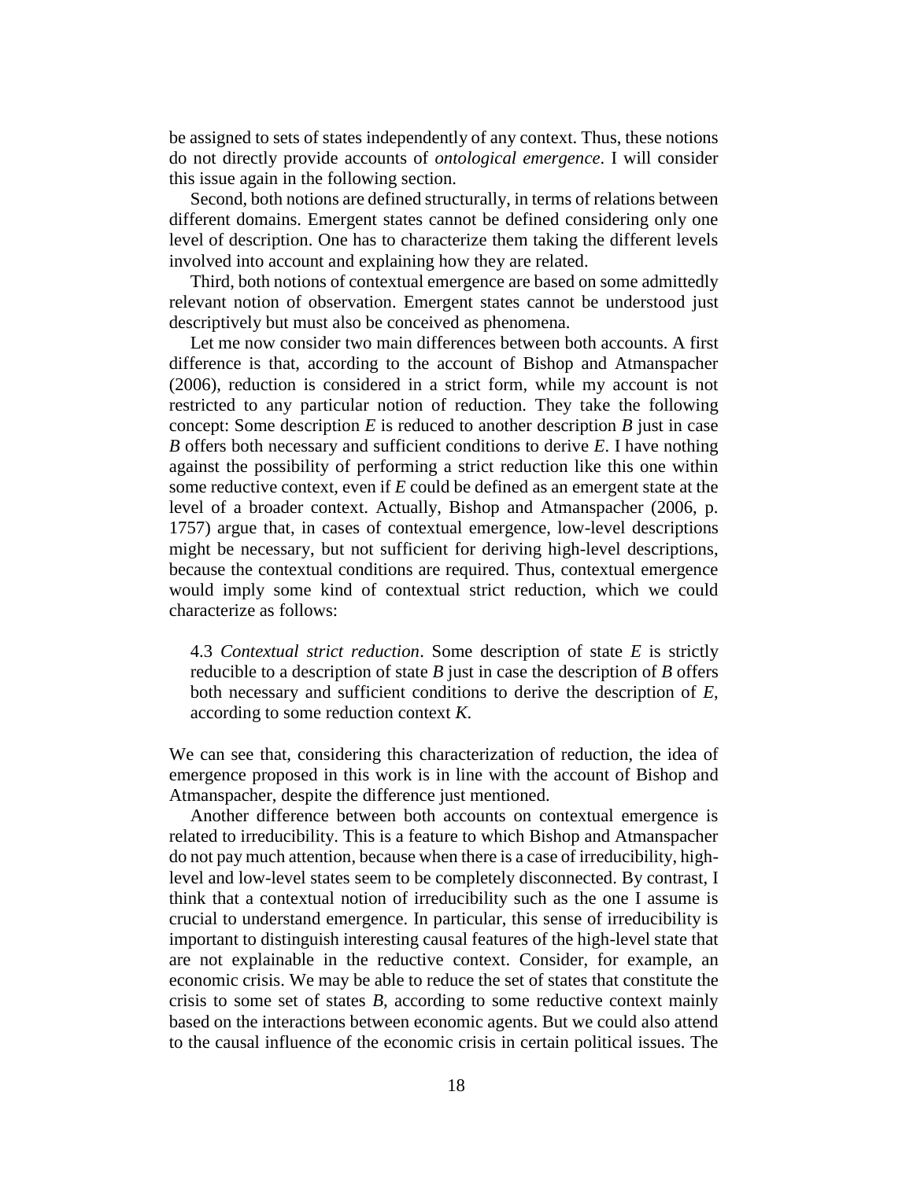be assigned to sets of states independently of any context. Thus, these notions do not directly provide accounts of *ontological emergence*. I will consider this issue again in the following section.

Second, both notions are defined structurally, in terms of relations between different domains. Emergent states cannot be defined considering only one level of description. One has to characterize them taking the different levels involved into account and explaining how they are related.

Third, both notions of contextual emergence are based on some admittedly relevant notion of observation. Emergent states cannot be understood just descriptively but must also be conceived as phenomena.

Let me now consider two main differences between both accounts. A first difference is that, according to the account of Bishop and Atmanspacher (2006), reduction is considered in a strict form, while my account is not restricted to any particular notion of reduction. They take the following concept: Some description $E$ is reduced to another description $B$ just in case $B$ offers both necessary and sufficient conditions to derive $E$. I have nothing against the possibility of performing a strict reduction like this one within some reductive context, even if $E$ could be defined as an emergent state at the level of a broader context. Actually, Bishop and Atmanspacher (2006, p. 1757) argue that, in cases of contextual emergence, low-level descriptions might be necessary, but not sufficient for deriving high-level descriptions, because the contextual conditions are required. Thus, contextual emergence would imply some kind of contextual strict reduction, which we could characterize as follows:

> 4.3 *Contextual strict reduction*. Some description of state $E$ is strictly reducible to a description of state $B$ just in case the description of $B$ offers both necessary and sufficient conditions to derive the description of $E$, according to some reduction context $K$.

We can see that, considering this characterization of reduction, the idea of emergence proposed in this work is in line with the account of Bishop and Atmanspacher, despite the difference just mentioned.

Another difference between both accounts on contextual emergence is related to irreducibility. This is a feature to which Bishop and Atmanspacher do not pay much attention, because when there is a case of irreducibility, high-level and low-level states seem to be completely disconnected. By contrast, I think that a contextual notion of irreducibility such as the one I assume is crucial to understand emergence. In particular, this sense of irreducibility is important to distinguish interesting causal features of the high-level state that are not explainable in the reductive context. Consider, for example, an economic crisis. We may be able to reduce the set of states that constitute the crisis to some set of states $B$, according to some reductive context mainly based on the interactions between economic agents. But we could also attend to the causal influence of the economic crisis in certain political issues. The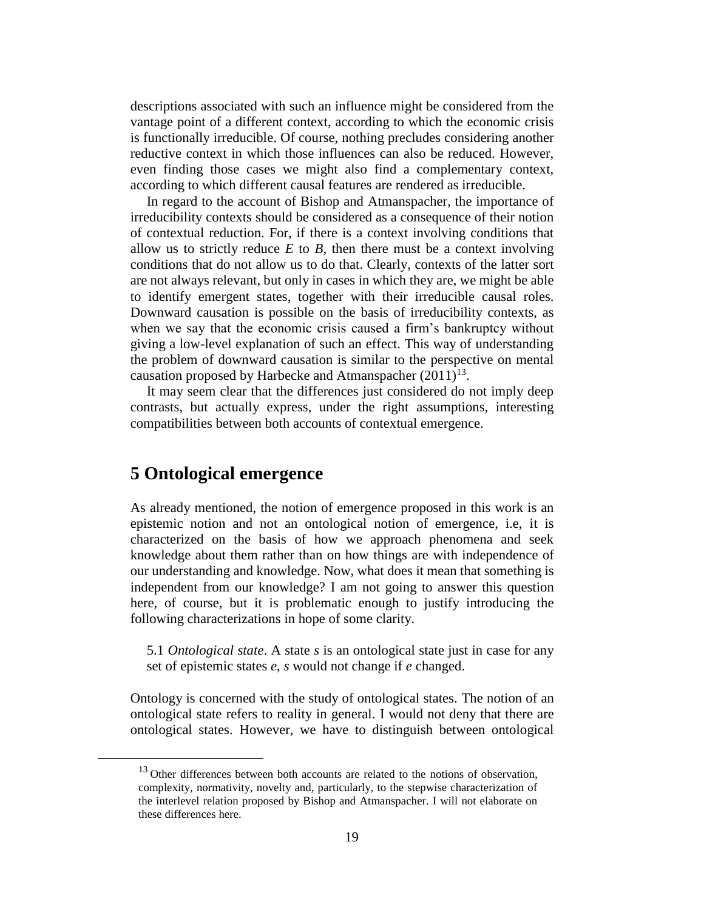descriptions associated with such an influence might be considered from the vantage point of a different context, according to which the economic crisis is functionally irreducible. Of course, nothing precludes considering another reductive context in which those influences can also be reduced. However, even finding those cases we might also find a complementary context, according to which different causal features are rendered as irreducible.

In regard to the account of Bishop and Atmanspacher, the importance of irreducibility contexts should be considered as a consequence of their notion of contextual reduction. For, if there is a context involving conditions that allow us to strictly reduce $E$ to $B$, then there must be a context involving conditions that do not allow us to do that. Clearly, contexts of the latter sort are not always relevant, but only in cases in which they are, we might be able to identify emergent states, together with their irreducible causal roles. Downward causation is possible on the basis of irreducibility contexts, as when we say that the economic crisis caused a firm's bankruptcy without giving a low-level explanation of such an effect. This way of understanding the problem of downward causation is similar to the perspective on mental causation proposed by Harbecke and Atmanspacher (2011)[13].

It may seem clear that the differences just considered do not imply deep contrasts, but actually express, under the right assumptions, interesting compatibilities between both accounts of contextual emergence.

## 5 Ontological emergence

As already mentioned, the notion of emergence proposed in this work is an epistemic notion and not an ontological notion of emergence, i.e, it is characterized on the basis of how we approach phenomena and seek knowledge about them rather than on how things are with independence of our understanding and knowledge. Now, what does it mean that something is independent from our knowledge? I am not going to answer this question here, of course, but it is problematic enough to justify introducing the following characterizations in hope of some clarity.

5.1 *Ontological state*. A state $s$ is an ontological state just in case for any set of epistemic states $e$, $s$ would not change if $e$ changed.

Ontology is concerned with the study of ontological states. The notion of an ontological state refers to reality in general. I would not deny that there are ontological states. However, we have to distinguish between ontological

[13] Other differences between both accounts are related to the notions of observation, complexity, normativity, novelty and, particularly, to the stepwise characterization of the interlevel relation proposed by Bishop and Atmanspacher. I will not elaborate on these differences here.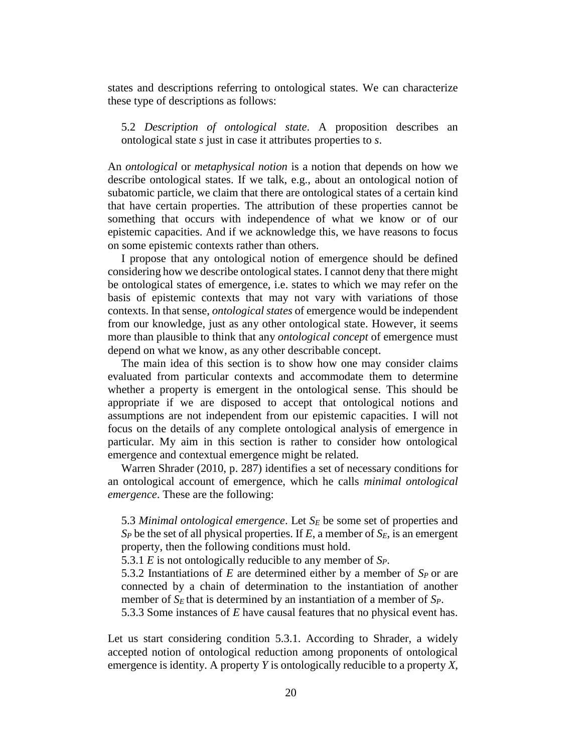states and descriptions referring to ontological states. We can characterize these type of descriptions as follows:

> 5.2 *Description of ontological state*. A proposition describes an ontological state *s* just in case it attributes properties to *s*.

An *ontological* or *metaphysical notion* is a notion that depends on how we describe ontological states. If we talk, e.g., about an ontological notion of subatomic particle, we claim that there are ontological states of a certain kind that have certain properties. The attribution of these properties cannot be something that occurs with independence of what we know or of our epistemic capacities. And if we acknowledge this, we have reasons to focus on some epistemic contexts rather than others.

I propose that any ontological notion of emergence should be defined considering how we describe ontological states. I cannot deny that there might be ontological states of emergence, i.e. states to which we may refer on the basis of epistemic contexts that may not vary with variations of those contexts. In that sense, *ontological states* of emergence would be independent from our knowledge, just as any other ontological state. However, it seems more than plausible to think that any *ontological concept* of emergence must depend on what we know, as any other describable concept.

The main idea of this section is to show how one may consider claims evaluated from particular contexts and accommodate them to determine whether a property is emergent in the ontological sense. This should be appropriate if we are disposed to accept that ontological notions and assumptions are not independent from our epistemic capacities. I will not focus on the details of any complete ontological analysis of emergence in particular. My aim in this section is rather to consider how ontological emergence and contextual emergence might be related.

Warren Shrader (2010, p. 287) identifies a set of necessary conditions for an ontological account of emergence, which he calls *minimal ontological emergence*. These are the following:

> 5.3 *Minimal ontological emergence*. Let $S_E$ be some set of properties and $S_P$ be the set of all physical properties. If $E$, a member of $S_E$, is an emergent property, then the following conditions must hold.
>
> 5.3.1 $E$ is not ontologically reducible to any member of $S_P$.
>
> 5.3.2 Instantiations of $E$ are determined either by a member of $S_P$ or are connected by a chain of determination to the instantiation of another member of $S_E$ that is determined by an instantiation of a member of $S_P$.
>
> 5.3.3 Some instances of $E$ have causal features that no physical event has.

Let us start considering condition 5.3.1. According to Shrader, a widely accepted notion of ontological reduction among proponents of ontological emergence is identity. A property $Y$ is ontologically reducible to a property $X$,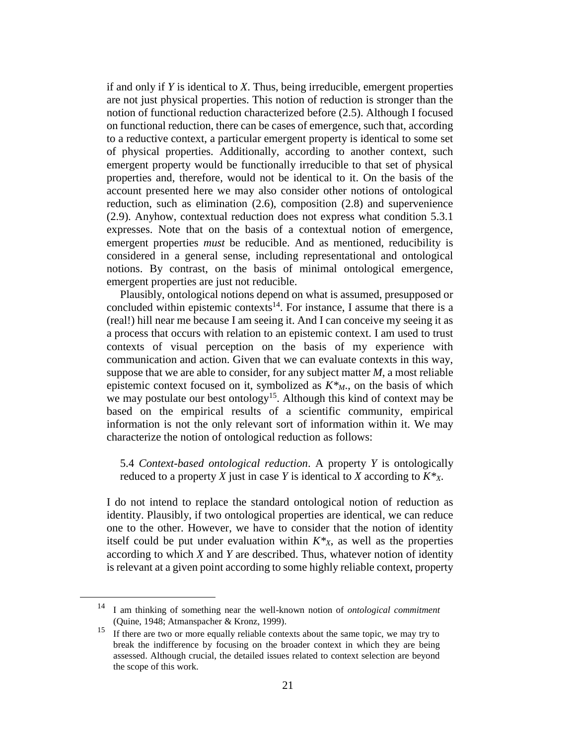if and only if $Y$ is identical to $X$. Thus, being irreducible, emergent properties are not just physical properties. This notion of reduction is stronger than the notion of functional reduction characterized before (2.5). Although I focused on functional reduction, there can be cases of emergence, such that, according to a reductive context, a particular emergent property is identical to some set of physical properties. Additionally, according to another context, such emergent property would be functionally irreducible to that set of physical properties and, therefore, would not be identical to it. On the basis of the account presented here we may also consider other notions of ontological reduction, such as elimination (2.6), composition (2.8) and supervenience (2.9). Anyhow, contextual reduction does not express what condition 5.3.1 expresses. Note that on the basis of a contextual notion of emergence, emergent properties *must* be reducible. And as mentioned, reducibility is considered in a general sense, including representational and ontological notions. By contrast, on the basis of minimal ontological emergence, emergent properties are just not reducible.

Plausibly, ontological notions depend on what is assumed, presupposed or concluded within epistemic contexts[14]. For instance, I assume that there is a (real!) hill near me because I am seeing it. And I can conceive my seeing it as a process that occurs with relation to an epistemic context. I am used to trust contexts of visual perception on the basis of my experience with communication and action. Given that we can evaluate contexts in this way, suppose that we are able to consider, for any subject matter $M$, a most reliable epistemic context focused on it, symbolized as $K^*_M$., on the basis of which we may postulate our best ontology[15]. Although this kind of context may be based on the empirical results of a scientific community, empirical information is not the only relevant sort of information within it. We may characterize the notion of ontological reduction as follows:

5.4 *Context-based ontological reduction*. A property $Y$ is ontologically reduced to a property $X$ just in case $Y$ is identical to $X$ according to $K^*_X$.

I do not intend to replace the standard ontological notion of reduction as identity. Plausibly, if two ontological properties are identical, we can reduce one to the other. However, we have to consider that the notion of identity itself could be put under evaluation within $K^*_X$, as well as the properties according to which $X$ and $Y$ are described. Thus, whatever notion of identity is relevant at a given point according to some highly reliable context, property

[14] I am thinking of something near the well-known notion of *ontological commitment* (Quine, 1948; Atmanspacher & Kronz, 1999).

[15] If there are two or more equally reliable contexts about the same topic, we may try to break the indifference by focusing on the broader context in which they are being assessed. Although crucial, the detailed issues related to context selection are beyond the scope of this work.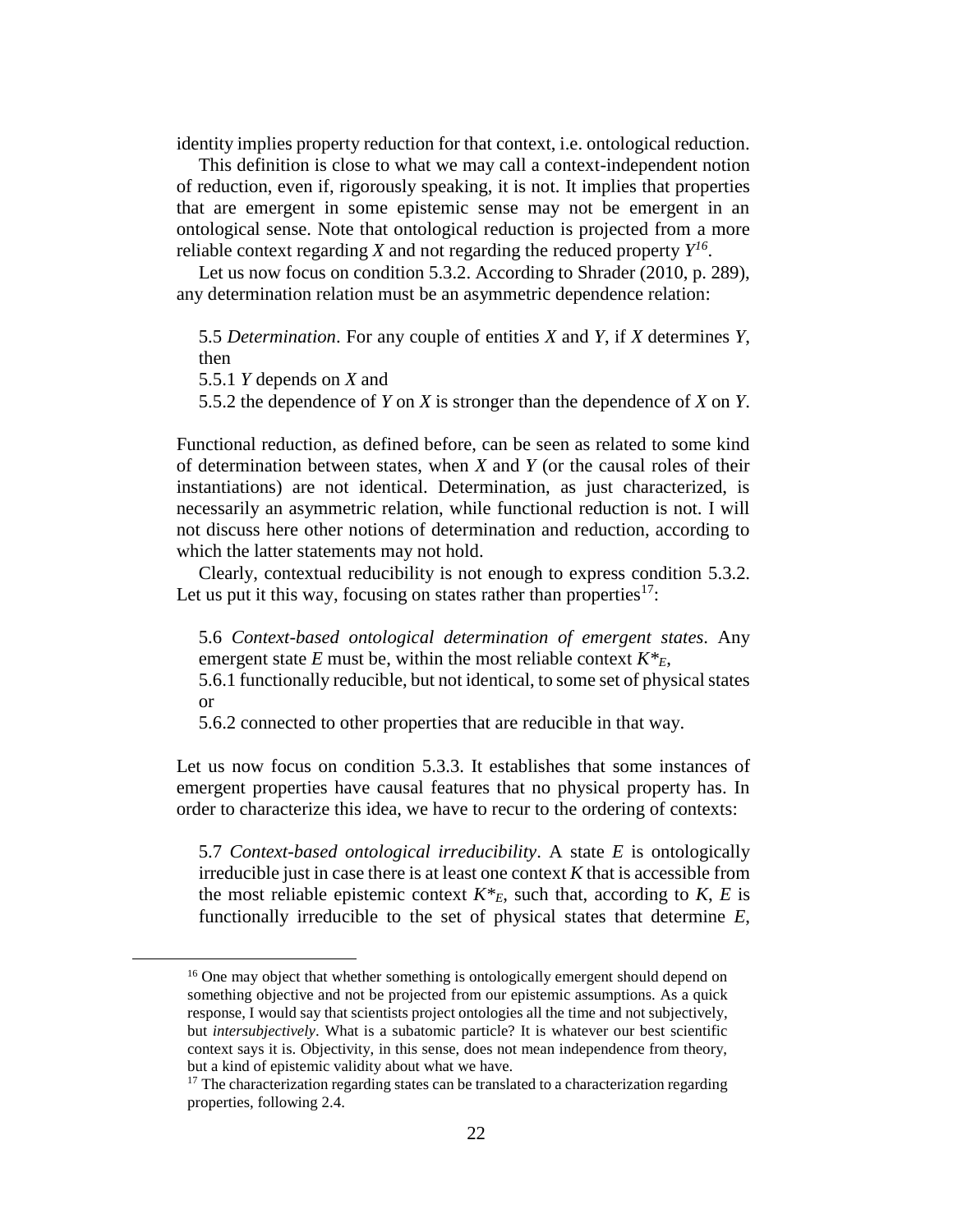identity implies property reduction for that context, i.e. ontological reduction.

This definition is close to what we may call a context-independent notion of reduction, even if, rigorously speaking, it is not. It implies that properties that are emergent in some epistemic sense may not be emergent in an ontological sense. Note that ontological reduction is projected from a more reliable context regarding $X$ and not regarding the reduced property $Y$[16].

Let us now focus on condition 5.3.2. According to Shrader (2010, p. 289), any determination relation must be an asymmetric dependence relation:

> 5.5 *Determination*. For any couple of entities $X$ and $Y$, if $X$ determines $Y$, then
>
> 5.5.1 $Y$ depends on $X$ and
>
> 5.5.2 the dependence of $Y$ on $X$ is stronger than the dependence of $X$ on $Y$.

Functional reduction, as defined before, can be seen as related to some kind of determination between states, when $X$ and $Y$ (or the causal roles of their instantiations) are not identical. Determination, as just characterized, is necessarily an asymmetric relation, while functional reduction is not. I will not discuss here other notions of determination and reduction, according to which the latter statements may not hold.

Clearly, contextual reducibility is not enough to express condition 5.3.2. Let us put it this way, focusing on states rather than properties[17]:

> 5.6 *Context-based ontological determination of emergent states*. Any emergent state $E$ must be, within the most reliable context $K^*_E$,
>
> 5.6.1 functionally reducible, but not identical, to some set of physical states or
>
> 5.6.2 connected to other properties that are reducible in that way.

Let us now focus on condition 5.3.3. It establishes that some instances of emergent properties have causal features that no physical property has. In order to characterize this idea, we have to recur to the ordering of contexts:

> 5.7 *Context-based ontological irreducibility*. A state $E$ is ontologically irreducible just in case there is at least one context $K$ that is accessible from the most reliable epistemic context $K^*_E$, such that, according to $K$, $E$ is functionally irreducible to the set of physical states that determine $E$,

---

[16] One may object that whether something is ontologically emergent should depend on something objective and not be projected from our epistemic assumptions. As a quick response, I would say that scientists project ontologies all the time and not subjectively, but *intersubjectively*. What is a subatomic particle? It is whatever our best scientific context says it is. Objectivity, in this sense, does not mean independence from theory, but a kind of epistemic validity about what we have.

[17] The characterization regarding states can be translated to a characterization regarding properties, following 2.4.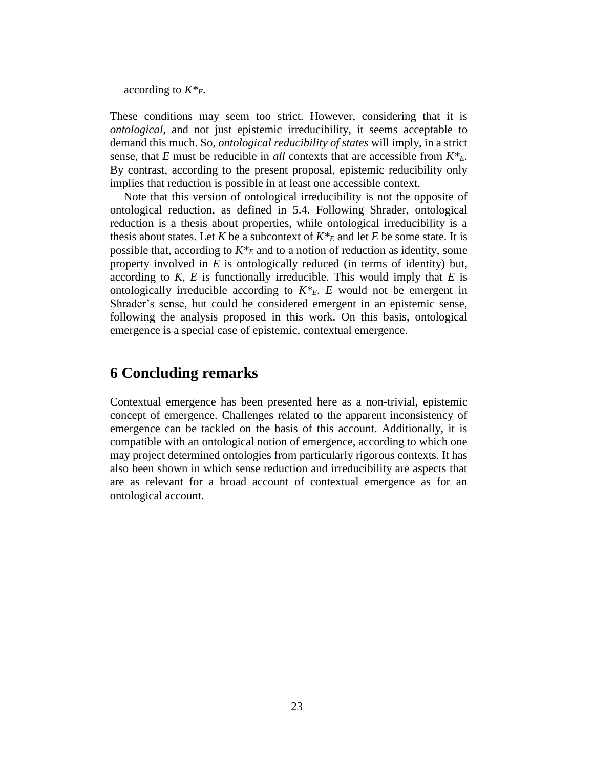according to $K^*_E$.

These conditions may seem too strict. However, considering that it is *ontological*, and not just epistemic irreducibility, it seems acceptable to demand this much. So, *ontological reducibility of states* will imply, in a strict sense, that $E$ must be reducible in *all* contexts that are accessible from $K^*_E$. By contrast, according to the present proposal, epistemic reducibility only implies that reduction is possible in at least one accessible context.

Note that this version of ontological irreducibility is not the opposite of ontological reduction, as defined in 5.4. Following Shrader, ontological reduction is a thesis about properties, while ontological irreducibility is a thesis about states. Let $K$ be a subcontext of $K^*_E$ and let $E$ be some state. It is possible that, according to $K^*_E$ and to a notion of reduction as identity, some property involved in $E$ is ontologically reduced (in terms of identity) but, according to $K$, $E$ is functionally irreducible. This would imply that $E$ is ontologically irreducible according to $K^*_E$. $E$ would not be emergent in Shrader's sense, but could be considered emergent in an epistemic sense, following the analysis proposed in this work. On this basis, ontological emergence is a special case of epistemic, contextual emergence.

# 6 Concluding remarks

Contextual emergence has been presented here as a non-trivial, epistemic concept of emergence. Challenges related to the apparent inconsistency of emergence can be tackled on the basis of this account. Additionally, it is compatible with an ontological notion of emergence, according to which one may project determined ontologies from particularly rigorous contexts. It has also been shown in which sense reduction and irreducibility are aspects that are as relevant for a broad account of contextual emergence as for an ontological account.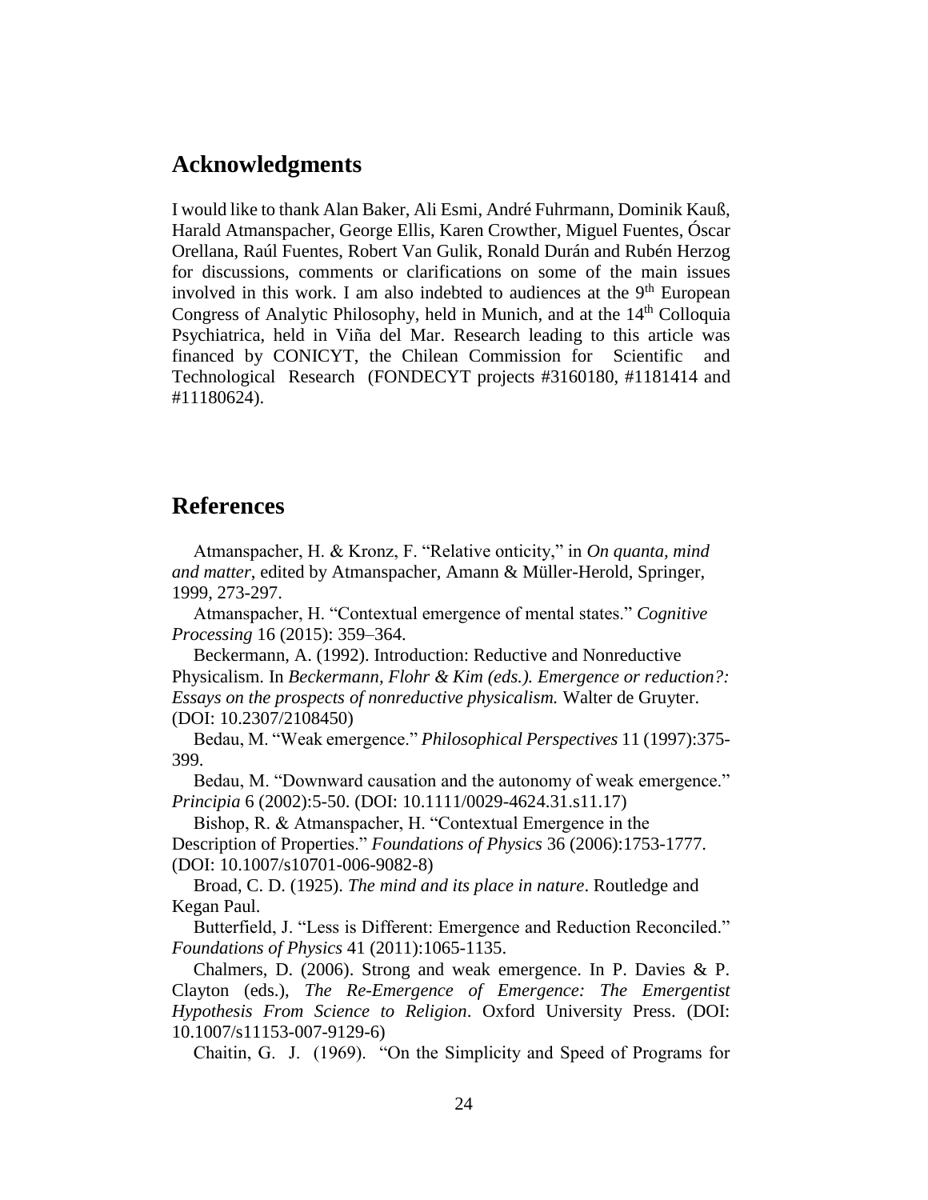## Acknowledgments

I would like to thank Alan Baker, Ali Esmi, André Fuhrmann, Dominik Kauß, Harald Atmanspacher, George Ellis, Karen Crowther, Miguel Fuentes, Óscar Orellana, Raúl Fuentes, Robert Van Gulik, Ronald Durán and Rubén Herzog for discussions, comments or clarifications on some of the main issues involved in this work. I am also indebted to audiences at the 9th European Congress of Analytic Philosophy, held in Munich, and at the 14th Colloquia Psychiatrica, held in Viña del Mar. Research leading to this article was financed by CONICYT, the Chilean Commission for Scientific and Technological Research (FONDECYT projects #3160180, #1181414 and #11180624).

## References

Atmanspacher, H. & Kronz, F. "Relative onticity," in *On quanta, mind and matter*, edited by Atmanspacher, Amann & Müller-Herold, Springer, 1999, 273-297.

Atmanspacher, H. "Contextual emergence of mental states." *Cognitive Processing* 16 (2015): 359–364.

Beckermann, A. (1992). Introduction: Reductive and Nonreductive Physicalism. In *Beckermann, Flohr & Kim (eds.). Emergence or reduction?: Essays on the prospects of nonreductive physicalism.* Walter de Gruyter. (DOI: 10.2307/2108450)

Bedau, M. "Weak emergence." *Philosophical Perspectives* 11 (1997):375-399.

Bedau, M. "Downward causation and the autonomy of weak emergence." *Principia* 6 (2002):5-50. (DOI: 10.1111/0029-4624.31.s11.17)

Bishop, R. & Atmanspacher, H. "Contextual Emergence in the Description of Properties." *Foundations of Physics* 36 (2006):1753-1777. (DOI: 10.1007/s10701-006-9082-8)

Broad, C. D. (1925). *The mind and its place in nature*. Routledge and Kegan Paul.

Butterfield, J. "Less is Different: Emergence and Reduction Reconciled." *Foundations of Physics* 41 (2011):1065-1135.

Chalmers, D. (2006). Strong and weak emergence. In P. Davies & P. Clayton (eds.), *The Re-Emergence of Emergence: The Emergentist Hypothesis From Science to Religion*. Oxford University Press. (DOI: 10.1007/s11153-007-9129-6)

Chaitin, G. J. (1969). "On the Simplicity and Speed of Programs for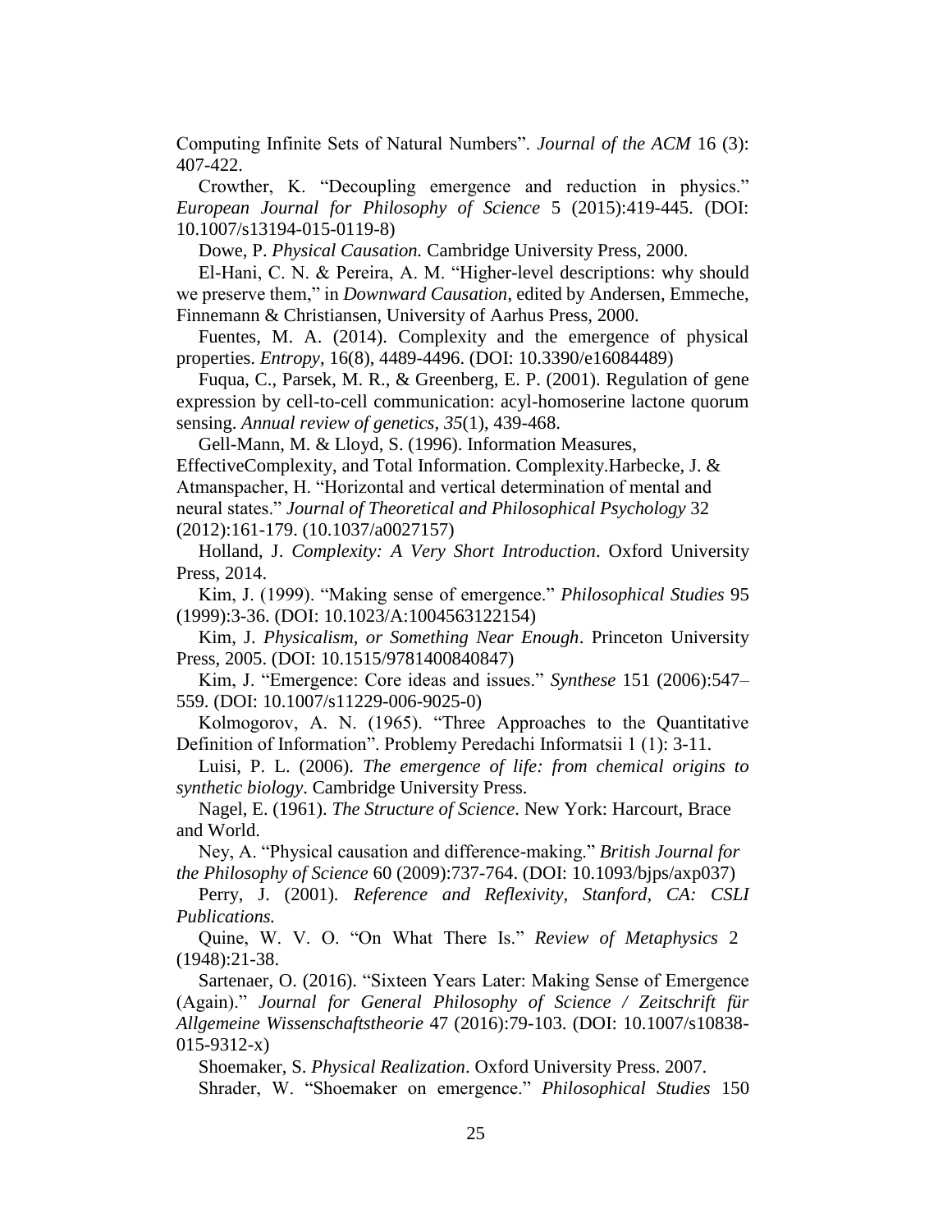Computing Infinite Sets of Natural Numbers". *Journal of the ACM* 16 (3): 407-422.

Crowther, K. "Decoupling emergence and reduction in physics." *European Journal for Philosophy of Science* 5 (2015):419-445. (DOI: 10.1007/s13194-015-0119-8)

Dowe, P. *Physical Causation.* Cambridge University Press, 2000.

El-Hani, C. N. & Pereira, A. M. "Higher-level descriptions: why should we preserve them," in *Downward Causation*, edited by Andersen, Emmeche, Finnemann & Christiansen, University of Aarhus Press, 2000.

Fuentes, M. A. (2014). Complexity and the emergence of physical properties. *Entropy*, 16(8), 4489-4496. (DOI: 10.3390/e16084489)

Fuqua, C., Parsek, M. R., & Greenberg, E. P. (2001). Regulation of gene expression by cell-to-cell communication: acyl-homoserine lactone quorum sensing. *Annual review of genetics, 35*(1), 439-468.

Gell-Mann, M. & Lloyd, S. (1996). Information Measures, EffectiveComplexity, and Total Information. Complexity.Harbecke, J. & Atmanspacher, H. "Horizontal and vertical determination of mental and neural states." *Journal of Theoretical and Philosophical Psychology* 32 (2012):161-179. (10.1037/a0027157)

Holland, J. *Complexity: A Very Short Introduction*. Oxford University Press, 2014.

Kim, J. (1999). "Making sense of emergence." *Philosophical Studies* 95 (1999):3-36. (DOI: 10.1023/A:1004563122154)

Kim, J. *Physicalism, or Something Near Enough*. Princeton University Press, 2005. (DOI: 10.1515/9781400840847)

Kim, J. "Emergence: Core ideas and issues." *Synthese* 151 (2006):547–559. (DOI: 10.1007/s11229-006-9025-0)

Kolmogorov, A. N. (1965). "Three Approaches to the Quantitative Definition of Information". Problemy Peredachi Informatsii 1 (1): 3-11.

Luisi, P. L. (2006). *The emergence of life: from chemical origins to synthetic biology*. Cambridge University Press.

Nagel, E. (1961). *The Structure of Science*. New York: Harcourt, Brace and World.

Ney, A. "Physical causation and difference-making." *British Journal for the Philosophy of Science* 60 (2009):737-764. (DOI: 10.1093/bjps/axp037)

Perry, J. (2001). *Reference and Reflexivity, Stanford, CA: CSLI Publications.*

Quine, W. V. O. "On What There Is." *Review of Metaphysics* 2 (1948):21-38.

Sartenaer, O. (2016). "Sixteen Years Later: Making Sense of Emergence (Again)." *Journal for General Philosophy of Science / Zeitschrift für Allgemeine Wissenschaftstheorie* 47 (2016):79-103. (DOI: 10.1007/s10838-015-9312-x)

Shoemaker, S. *Physical Realization*. Oxford University Press. 2007.

Shrader, W. "Shoemaker on emergence." *Philosophical Studies* 150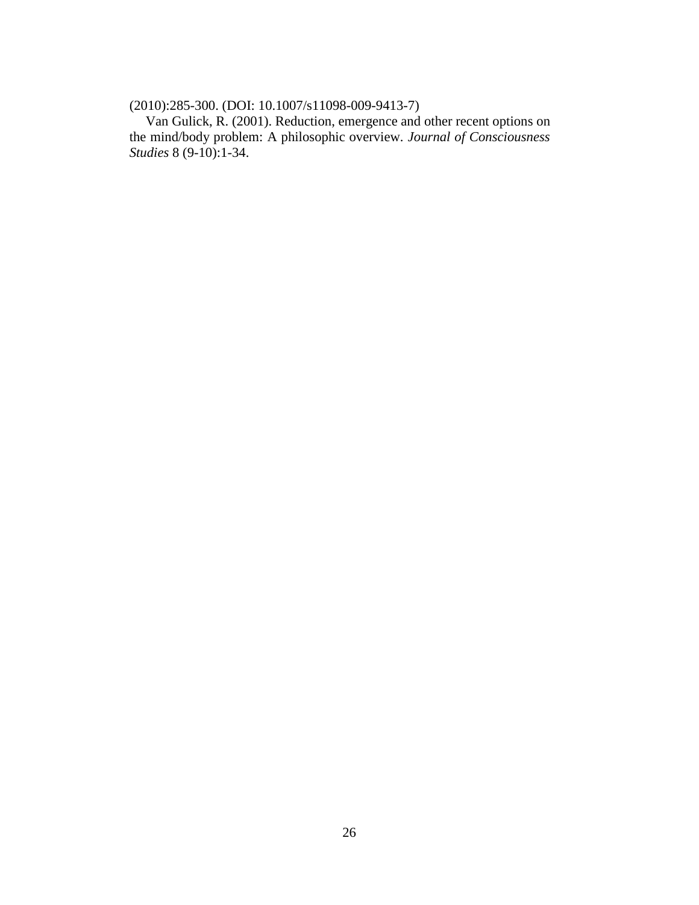(2010):285-300. (DOI: 10.1007/s11098-009-9413-7)

Van Gulick, R. (2001). Reduction, emergence and other recent options on the mind/body problem: A philosophic overview. *Journal of Consciousness Studies* 8 (9-10):1-34.